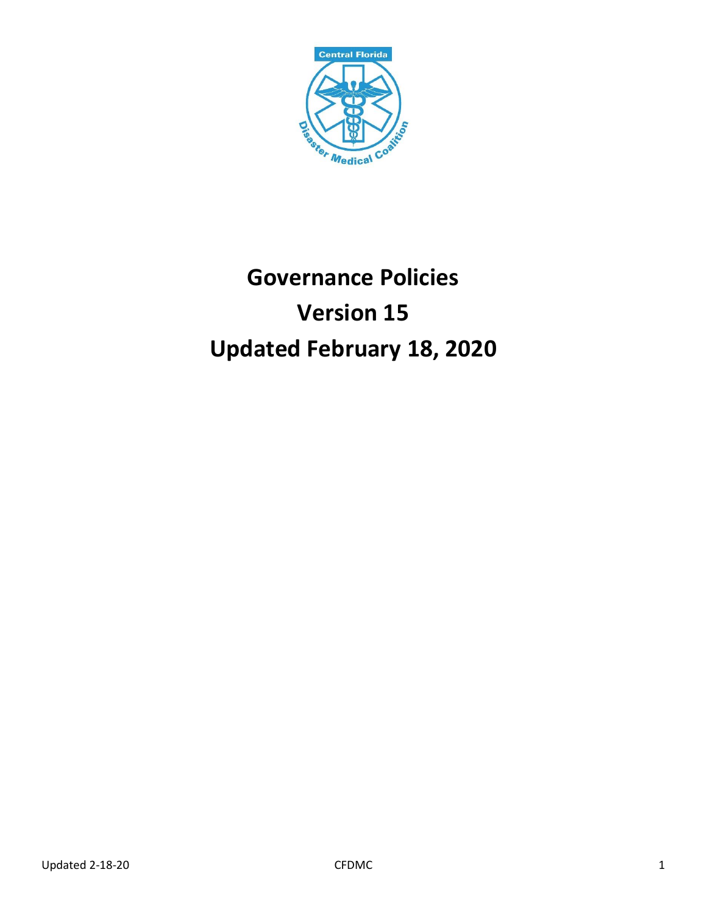# Governance Policies

# Version 15

# Updated February 18, 2020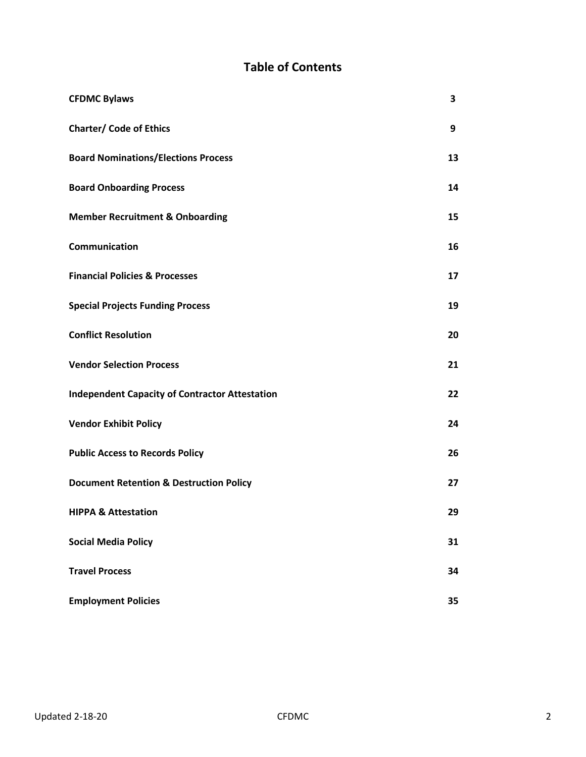# Table of Contents

| | |
|---|---|
| **CFDMC Bylaws** | **3** |
| **Charter/ Code of Ethics** | **9** |
| **Board Nominations/Elections Process** | **13** |
| **Board Onboarding Process** | **14** |
| **Member Recruitment & Onboarding** | **15** |
| **Communication** | **16** |
| **Financial Policies & Processes** | **17** |
| **Special Projects Funding Process** | **19** |
| **Conflict Resolution** | **20** |
| **Vendor Selection Process** | **21** |
| **Independent Capacity of Contractor Attestation** | **22** |
| **Vendor Exhibit Policy** | **24** |
| **Public Access to Records Policy** | **26** |
| **Document Retention & Destruction Policy** | **27** |
| **HIPPA & Attestation** | **29** |
| **Social Media Policy** | **31** |
| **Travel Process** | **34** |
| **Employment Policies** | **35** |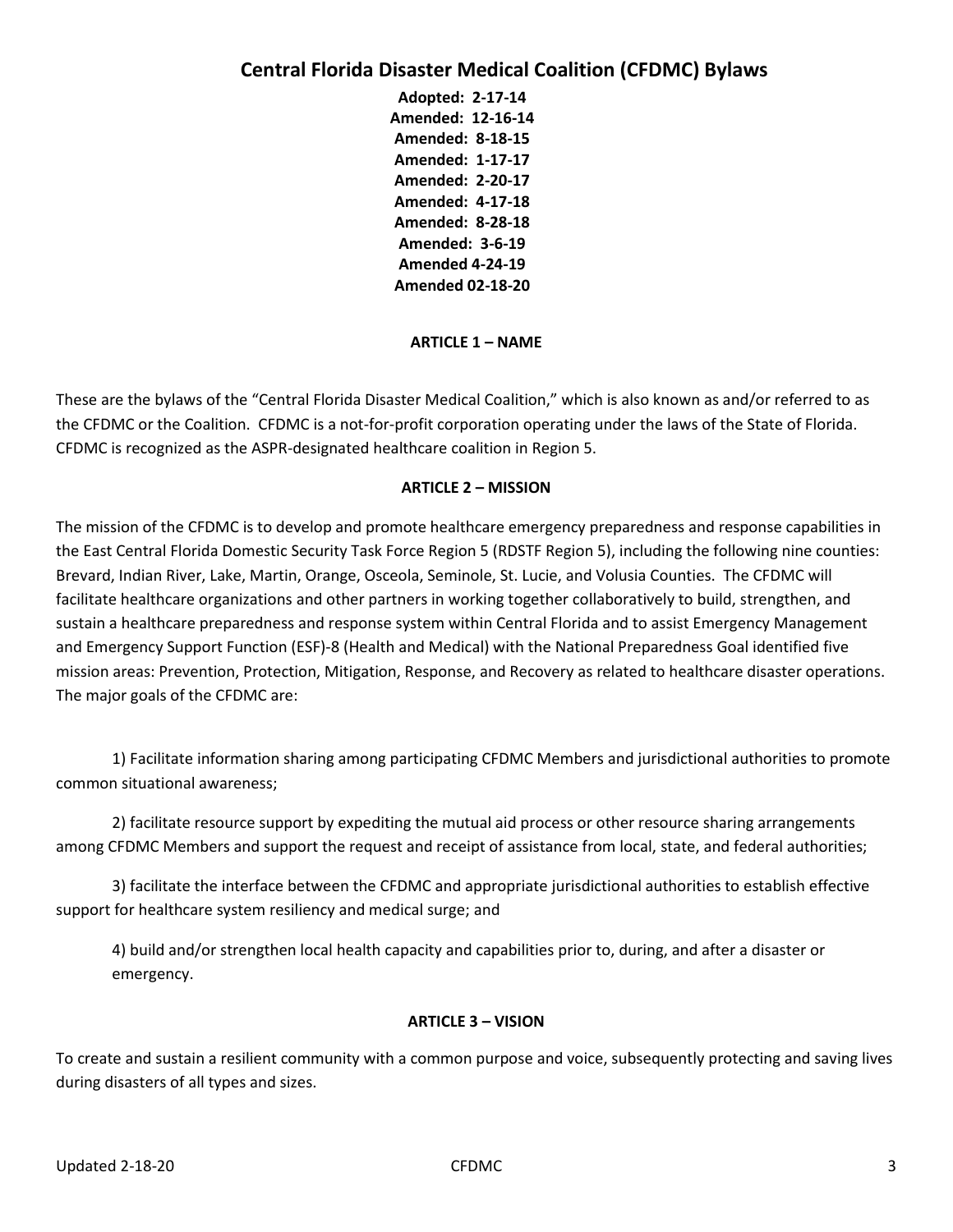# Central Florida Disaster Medical Coalition (CFDMC) Bylaws

**Adopted: 2-17-14**
**Amended: 12-16-14**
**Amended: 8-18-15**
**Amended: 1-17-17**
**Amended: 2-20-17**
**Amended: 4-17-18**
**Amended: 8-28-18**
**Amended: 3-6-19**
**Amended 4-24-19**
**Amended 02-18-20**

## ARTICLE 1 – NAME

These are the bylaws of the "Central Florida Disaster Medical Coalition," which is also known as and/or referred to as the CFDMC or the Coalition. CFDMC is a not-for-profit corporation operating under the laws of the State of Florida. CFDMC is recognized as the ASPR-designated healthcare coalition in Region 5.

## ARTICLE 2 – MISSION

The mission of the CFDMC is to develop and promote healthcare emergency preparedness and response capabilities in the East Central Florida Domestic Security Task Force Region 5 (RDSTF Region 5), including the following nine counties: Brevard, Indian River, Lake, Martin, Orange, Osceola, Seminole, St. Lucie, and Volusia Counties. The CFDMC will facilitate healthcare organizations and other partners in working together collaboratively to build, strengthen, and sustain a healthcare preparedness and response system within Central Florida and to assist Emergency Management and Emergency Support Function (ESF)-8 (Health and Medical) with the National Preparedness Goal identified five mission areas: Prevention, Protection, Mitigation, Response, and Recovery as related to healthcare disaster operations. The major goals of the CFDMC are:

1) Facilitate information sharing among participating CFDMC Members and jurisdictional authorities to promote common situational awareness;

2) facilitate resource support by expediting the mutual aid process or other resource sharing arrangements among CFDMC Members and support the request and receipt of assistance from local, state, and federal authorities;

3) facilitate the interface between the CFDMC and appropriate jurisdictional authorities to establish effective support for healthcare system resiliency and medical surge; and

4) build and/or strengthen local health capacity and capabilities prior to, during, and after a disaster or emergency.

## ARTICLE 3 – VISION

To create and sustain a resilient community with a common purpose and voice, subsequently protecting and saving lives during disasters of all types and sizes.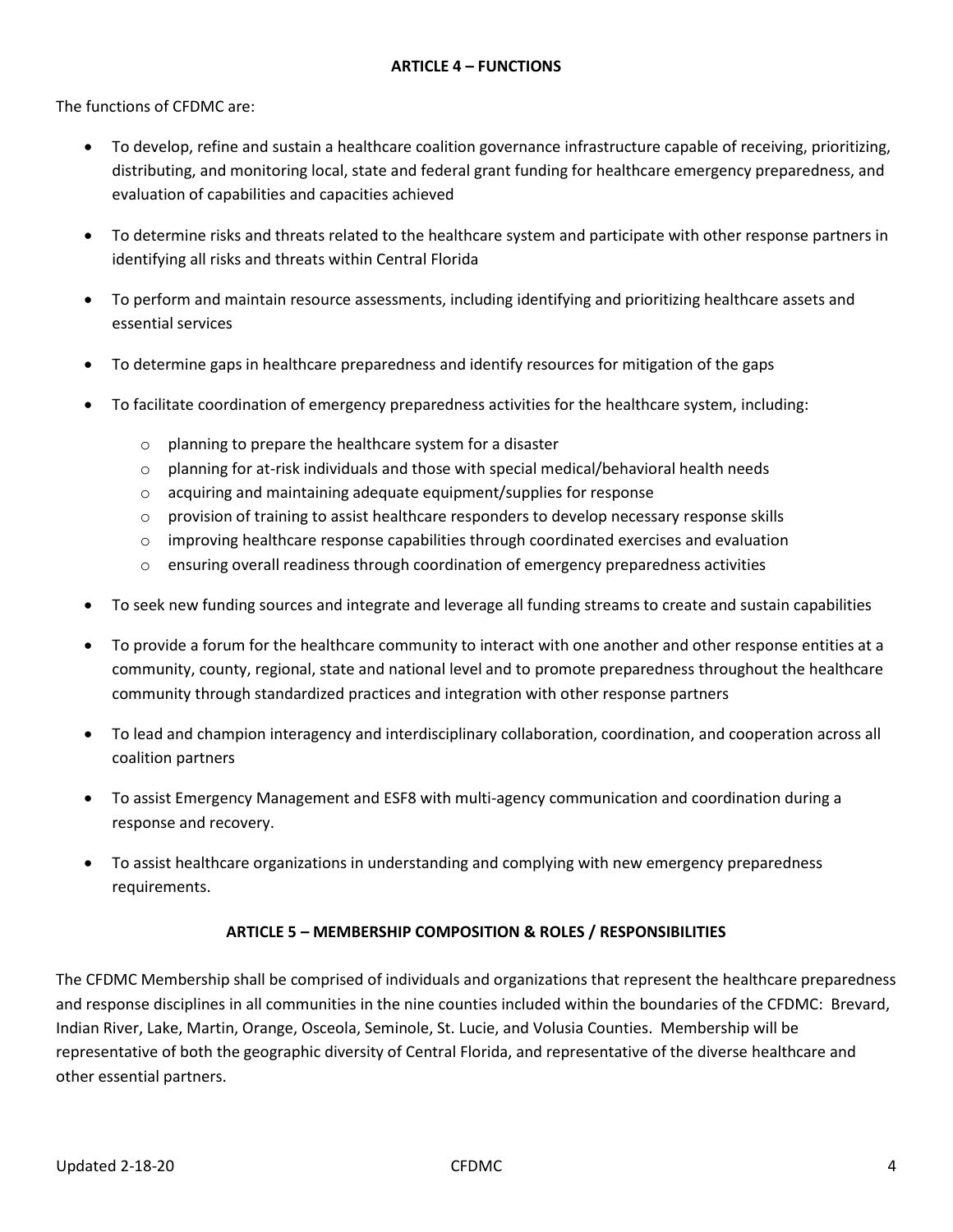## ARTICLE 4 – FUNCTIONS

The functions of CFDMC are:

- To develop, refine and sustain a healthcare coalition governance infrastructure capable of receiving, prioritizing, distributing, and monitoring local, state and federal grant funding for healthcare emergency preparedness, and evaluation of capabilities and capacities achieved
- To determine risks and threats related to the healthcare system and participate with other response partners in identifying all risks and threats within Central Florida
- To perform and maintain resource assessments, including identifying and prioritizing healthcare assets and essential services
- To determine gaps in healthcare preparedness and identify resources for mitigation of the gaps
- To facilitate coordination of emergency preparedness activities for the healthcare system, including:
  - planning to prepare the healthcare system for a disaster
  - planning for at-risk individuals and those with special medical/behavioral health needs
  - acquiring and maintaining adequate equipment/supplies for response
  - provision of training to assist healthcare responders to develop necessary response skills
  - improving healthcare response capabilities through coordinated exercises and evaluation
  - ensuring overall readiness through coordination of emergency preparedness activities
- To seek new funding sources and integrate and leverage all funding streams to create and sustain capabilities
- To provide a forum for the healthcare community to interact with one another and other response entities at a community, county, regional, state and national level and to promote preparedness throughout the healthcare community through standardized practices and integration with other response partners
- To lead and champion interagency and interdisciplinary collaboration, coordination, and cooperation across all coalition partners
- To assist Emergency Management and ESF8 with multi-agency communication and coordination during a response and recovery.
- To assist healthcare organizations in understanding and complying with new emergency preparedness requirements.

## ARTICLE 5 – MEMBERSHIP COMPOSITION & ROLES / RESPONSIBILITIES

The CFDMC Membership shall be comprised of individuals and organizations that represent the healthcare preparedness and response disciplines in all communities in the nine counties included within the boundaries of the CFDMC: Brevard, Indian River, Lake, Martin, Orange, Osceola, Seminole, St. Lucie, and Volusia Counties. Membership will be representative of both the geographic diversity of Central Florida, and representative of the diverse healthcare and other essential partners.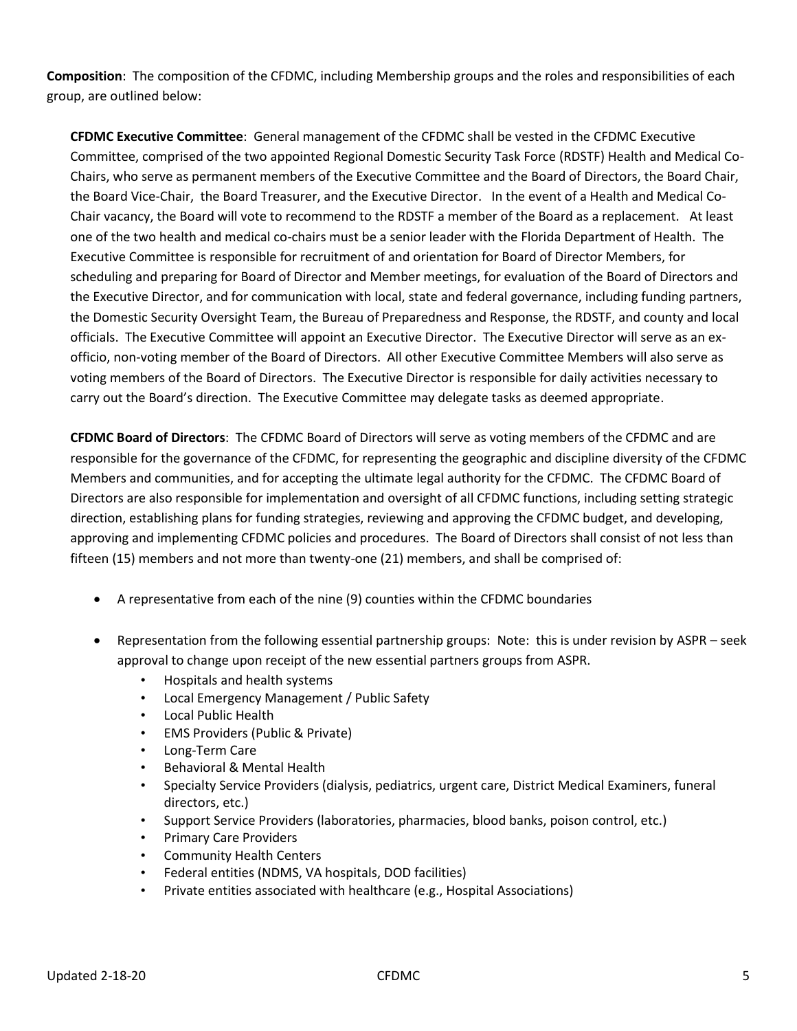**Composition**: The composition of the CFDMC, including Membership groups and the roles and responsibilities of each group, are outlined below:

**CFDMC Executive Committee**: General management of the CFDMC shall be vested in the CFDMC Executive Committee, comprised of the two appointed Regional Domestic Security Task Force (RDSTF) Health and Medical Co-Chairs, who serve as permanent members of the Executive Committee and the Board of Directors, the Board Chair, the Board Vice-Chair, the Board Treasurer, and the Executive Director. In the event of a Health and Medical Co-Chair vacancy, the Board will vote to recommend to the RDSTF a member of the Board as a replacement. At least one of the two health and medical co-chairs must be a senior leader with the Florida Department of Health. The Executive Committee is responsible for recruitment of and orientation for Board of Director Members, for scheduling and preparing for Board of Director and Member meetings, for evaluation of the Board of Directors and the Executive Director, and for communication with local, state and federal governance, including funding partners, the Domestic Security Oversight Team, the Bureau of Preparedness and Response, the RDSTF, and county and local officials. The Executive Committee will appoint an Executive Director. The Executive Director will serve as an ex-officio, non-voting member of the Board of Directors. All other Executive Committee Members will also serve as voting members of the Board of Directors. The Executive Director is responsible for daily activities necessary to carry out the Board's direction. The Executive Committee may delegate tasks as deemed appropriate.

**CFDMC Board of Directors**: The CFDMC Board of Directors will serve as voting members of the CFDMC and are responsible for the governance of the CFDMC, for representing the geographic and discipline diversity of the CFDMC Members and communities, and for accepting the ultimate legal authority for the CFDMC. The CFDMC Board of Directors are also responsible for implementation and oversight of all CFDMC functions, including setting strategic direction, establishing plans for funding strategies, reviewing and approving the CFDMC budget, and developing, approving and implementing CFDMC policies and procedures. The Board of Directors shall consist of not less than fifteen (15) members and not more than twenty-one (21) members, and shall be comprised of:

- A representative from each of the nine (9) counties within the CFDMC boundaries
- Representation from the following essential partnership groups: Note: this is under revision by ASPR – seek approval to change upon receipt of the new essential partners groups from ASPR.
  - Hospitals and health systems
  - Local Emergency Management / Public Safety
  - Local Public Health
  - EMS Providers (Public & Private)
  - Long-Term Care
  - Behavioral & Mental Health
  - Specialty Service Providers (dialysis, pediatrics, urgent care, District Medical Examiners, funeral directors, etc.)
  - Support Service Providers (laboratories, pharmacies, blood banks, poison control, etc.)
  - Primary Care Providers
  - Community Health Centers
  - Federal entities (NDMS, VA hospitals, DOD facilities)
  - Private entities associated with healthcare (e.g., Hospital Associations)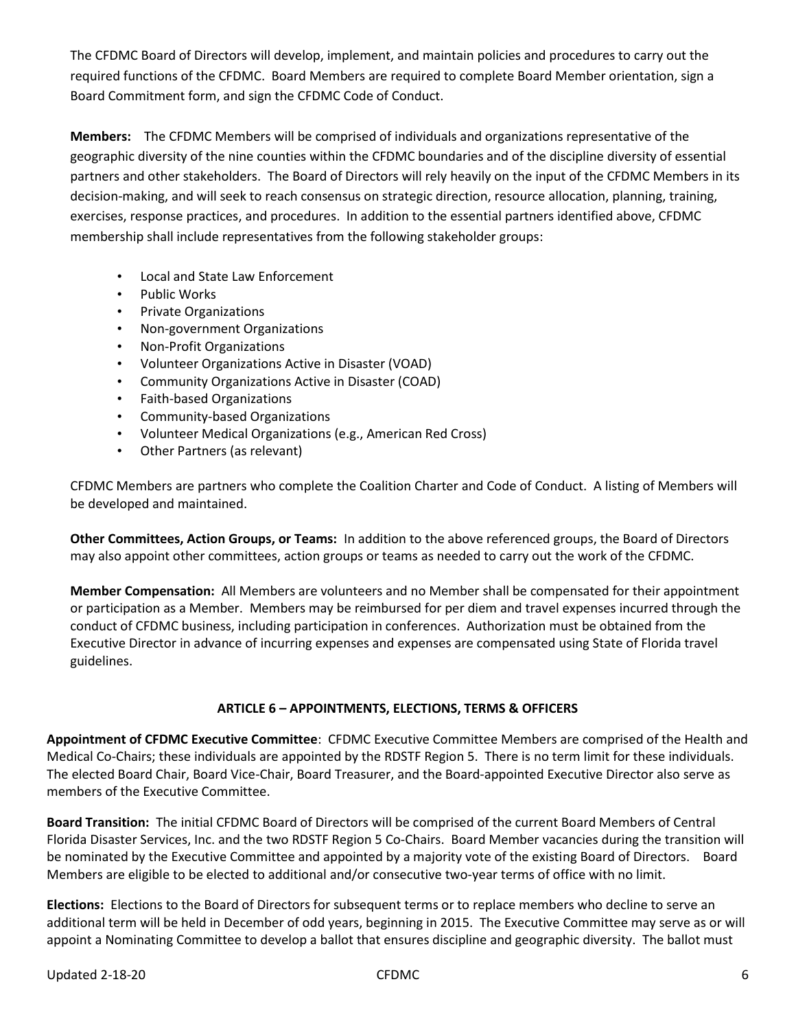The CFDMC Board of Directors will develop, implement, and maintain policies and procedures to carry out the required functions of the CFDMC. Board Members are required to complete Board Member orientation, sign a Board Commitment form, and sign the CFDMC Code of Conduct.

**Members:** The CFDMC Members will be comprised of individuals and organizations representative of the geographic diversity of the nine counties within the CFDMC boundaries and of the discipline diversity of essential partners and other stakeholders. The Board of Directors will rely heavily on the input of the CFDMC Members in its decision-making, and will seek to reach consensus on strategic direction, resource allocation, planning, training, exercises, response practices, and procedures. In addition to the essential partners identified above, CFDMC membership shall include representatives from the following stakeholder groups:

- Local and State Law Enforcement
- Public Works
- Private Organizations
- Non-government Organizations
- Non-Profit Organizations
- Volunteer Organizations Active in Disaster (VOAD)
- Community Organizations Active in Disaster (COAD)
- Faith-based Organizations
- Community-based Organizations
- Volunteer Medical Organizations (e.g., American Red Cross)
- Other Partners (as relevant)

CFDMC Members are partners who complete the Coalition Charter and Code of Conduct. A listing of Members will be developed and maintained.

**Other Committees, Action Groups, or Teams:** In addition to the above referenced groups, the Board of Directors may also appoint other committees, action groups or teams as needed to carry out the work of the CFDMC.

**Member Compensation:** All Members are volunteers and no Member shall be compensated for their appointment or participation as a Member. Members may be reimbursed for per diem and travel expenses incurred through the conduct of CFDMC business, including participation in conferences. Authorization must be obtained from the Executive Director in advance of incurring expenses and expenses are compensated using State of Florida travel guidelines.

## ARTICLE 6 – APPOINTMENTS, ELECTIONS, TERMS & OFFICERS

**Appointment of CFDMC Executive Committee**: CFDMC Executive Committee Members are comprised of the Health and Medical Co-Chairs; these individuals are appointed by the RDSTF Region 5. There is no term limit for these individuals. The elected Board Chair, Board Vice-Chair, Board Treasurer, and the Board-appointed Executive Director also serve as members of the Executive Committee.

**Board Transition:** The initial CFDMC Board of Directors will be comprised of the current Board Members of Central Florida Disaster Services, Inc. and the two RDSTF Region 5 Co-Chairs. Board Member vacancies during the transition will be nominated by the Executive Committee and appointed by a majority vote of the existing Board of Directors. Board Members are eligible to be elected to additional and/or consecutive two-year terms of office with no limit.

**Elections:** Elections to the Board of Directors for subsequent terms or to replace members who decline to serve an additional term will be held in December of odd years, beginning in 2015. The Executive Committee may serve as or will appoint a Nominating Committee to develop a ballot that ensures discipline and geographic diversity. The ballot must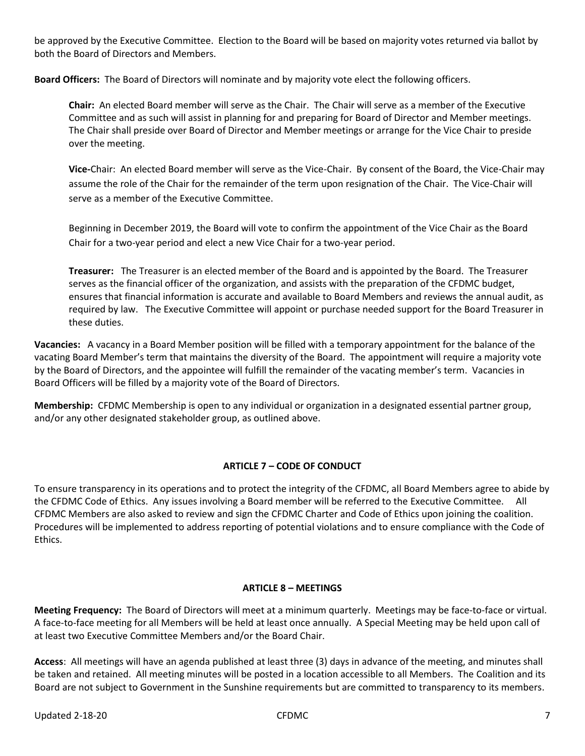be approved by the Executive Committee. Election to the Board will be based on majority votes returned via ballot by both the Board of Directors and Members.

**Board Officers:** The Board of Directors will nominate and by majority vote elect the following officers.

> **Chair:** An elected Board member will serve as the Chair. The Chair will serve as a member of the Executive Committee and as such will assist in planning for and preparing for Board of Director and Member meetings. The Chair shall preside over Board of Director and Member meetings or arrange for the Vice Chair to preside over the meeting.
>
> **Vice-**Chair: An elected Board member will serve as the Vice-Chair. By consent of the Board, the Vice-Chair may assume the role of the Chair for the remainder of the term upon resignation of the Chair. The Vice-Chair will serve as a member of the Executive Committee.
>
> Beginning in December 2019, the Board will vote to confirm the appointment of the Vice Chair as the Board Chair for a two-year period and elect a new Vice Chair for a two-year period.
>
> **Treasurer:** The Treasurer is an elected member of the Board and is appointed by the Board. The Treasurer serves as the financial officer of the organization, and assists with the preparation of the CFDMC budget, ensures that financial information is accurate and available to Board Members and reviews the annual audit, as required by law. The Executive Committee will appoint or purchase needed support for the Board Treasurer in these duties.

**Vacancies:** A vacancy in a Board Member position will be filled with a temporary appointment for the balance of the vacating Board Member's term that maintains the diversity of the Board. The appointment will require a majority vote by the Board of Directors, and the appointee will fulfill the remainder of the vacating member's term. Vacancies in Board Officers will be filled by a majority vote of the Board of Directors.

**Membership:** CFDMC Membership is open to any individual or organization in a designated essential partner group, and/or any other designated stakeholder group, as outlined above.

## ARTICLE 7 – CODE OF CONDUCT

To ensure transparency in its operations and to protect the integrity of the CFDMC, all Board Members agree to abide by the CFDMC Code of Ethics. Any issues involving a Board member will be referred to the Executive Committee. All CFDMC Members are also asked to review and sign the CFDMC Charter and Code of Ethics upon joining the coalition. Procedures will be implemented to address reporting of potential violations and to ensure compliance with the Code of Ethics.

## ARTICLE 8 – MEETINGS

**Meeting Frequency:** The Board of Directors will meet at a minimum quarterly. Meetings may be face-to-face or virtual. A face-to-face meeting for all Members will be held at least once annually. A Special Meeting may be held upon call of at least two Executive Committee Members and/or the Board Chair.

**Access**: All meetings will have an agenda published at least three (3) days in advance of the meeting, and minutes shall be taken and retained. All meeting minutes will be posted in a location accessible to all Members. The Coalition and its Board are not subject to Government in the Sunshine requirements but are committed to transparency to its members.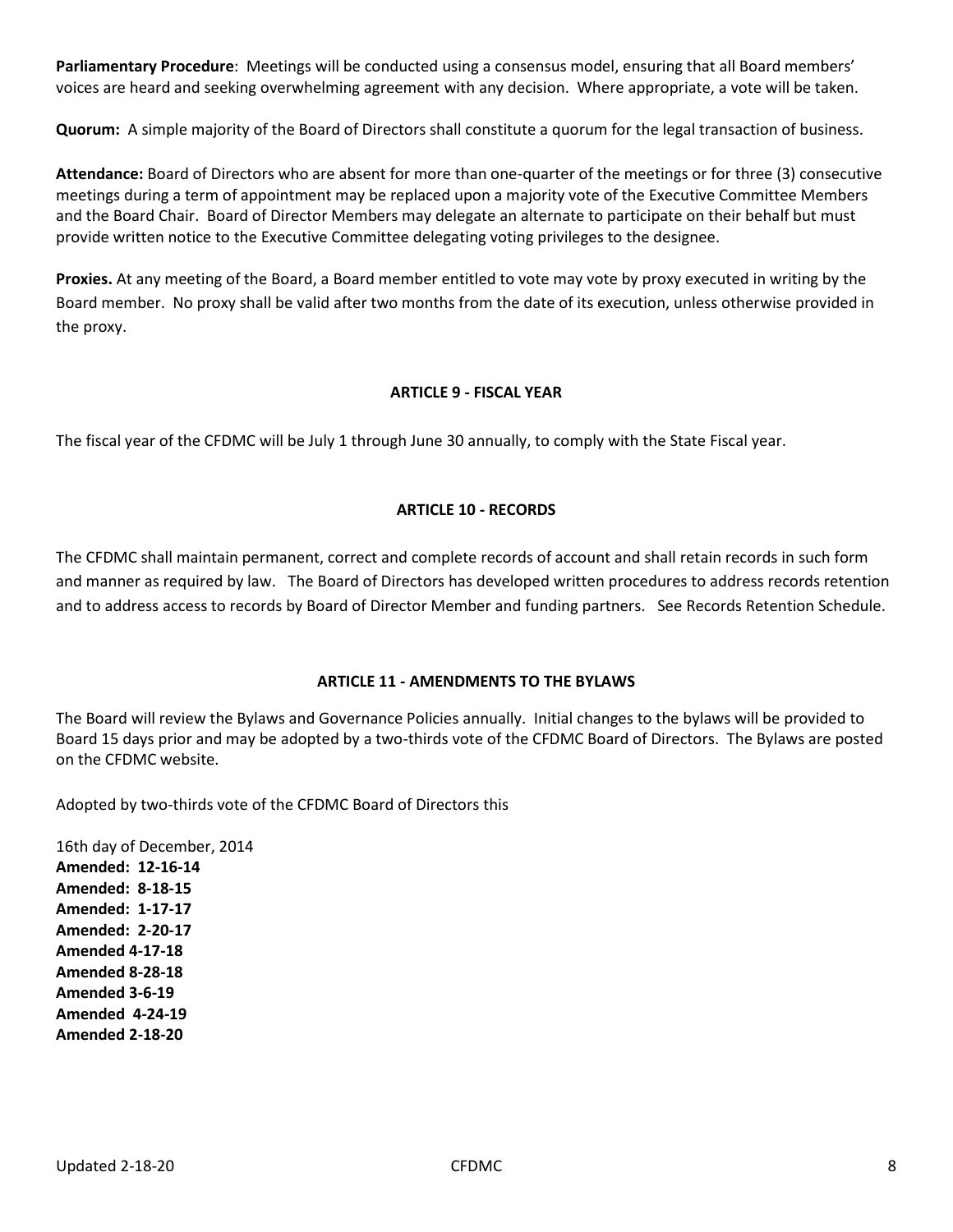**Parliamentary Procedure**: Meetings will be conducted using a consensus model, ensuring that all Board members' voices are heard and seeking overwhelming agreement with any decision. Where appropriate, a vote will be taken.

**Quorum:** A simple majority of the Board of Directors shall constitute a quorum for the legal transaction of business.

**Attendance:** Board of Directors who are absent for more than one-quarter of the meetings or for three (3) consecutive meetings during a term of appointment may be replaced upon a majority vote of the Executive Committee Members and the Board Chair. Board of Director Members may delegate an alternate to participate on their behalf but must provide written notice to the Executive Committee delegating voting privileges to the designee.

**Proxies.** At any meeting of the Board, a Board member entitled to vote may vote by proxy executed in writing by the Board member. No proxy shall be valid after two months from the date of its execution, unless otherwise provided in the proxy.

## ARTICLE 9 - FISCAL YEAR

The fiscal year of the CFDMC will be July 1 through June 30 annually, to comply with the State Fiscal year.

## ARTICLE 10 - RECORDS

The CFDMC shall maintain permanent, correct and complete records of account and shall retain records in such form and manner as required by law. The Board of Directors has developed written procedures to address records retention and to address access to records by Board of Director Member and funding partners. See Records Retention Schedule.

## ARTICLE 11 - AMENDMENTS TO THE BYLAWS

The Board will review the Bylaws and Governance Policies annually. Initial changes to the bylaws will be provided to Board 15 days prior and may be adopted by a two-thirds vote of the CFDMC Board of Directors. The Bylaws are posted on the CFDMC website.

Adopted by two-thirds vote of the CFDMC Board of Directors this

16th day of December, 2014
**Amended: 12-16-14**
**Amended: 8-18-15**
**Amended: 1-17-17**
**Amended: 2-20-17**
**Amended 4-17-18**
**Amended 8-28-18**
**Amended 3-6-19**
**Amended 4-24-19**
**Amended 2-18-20**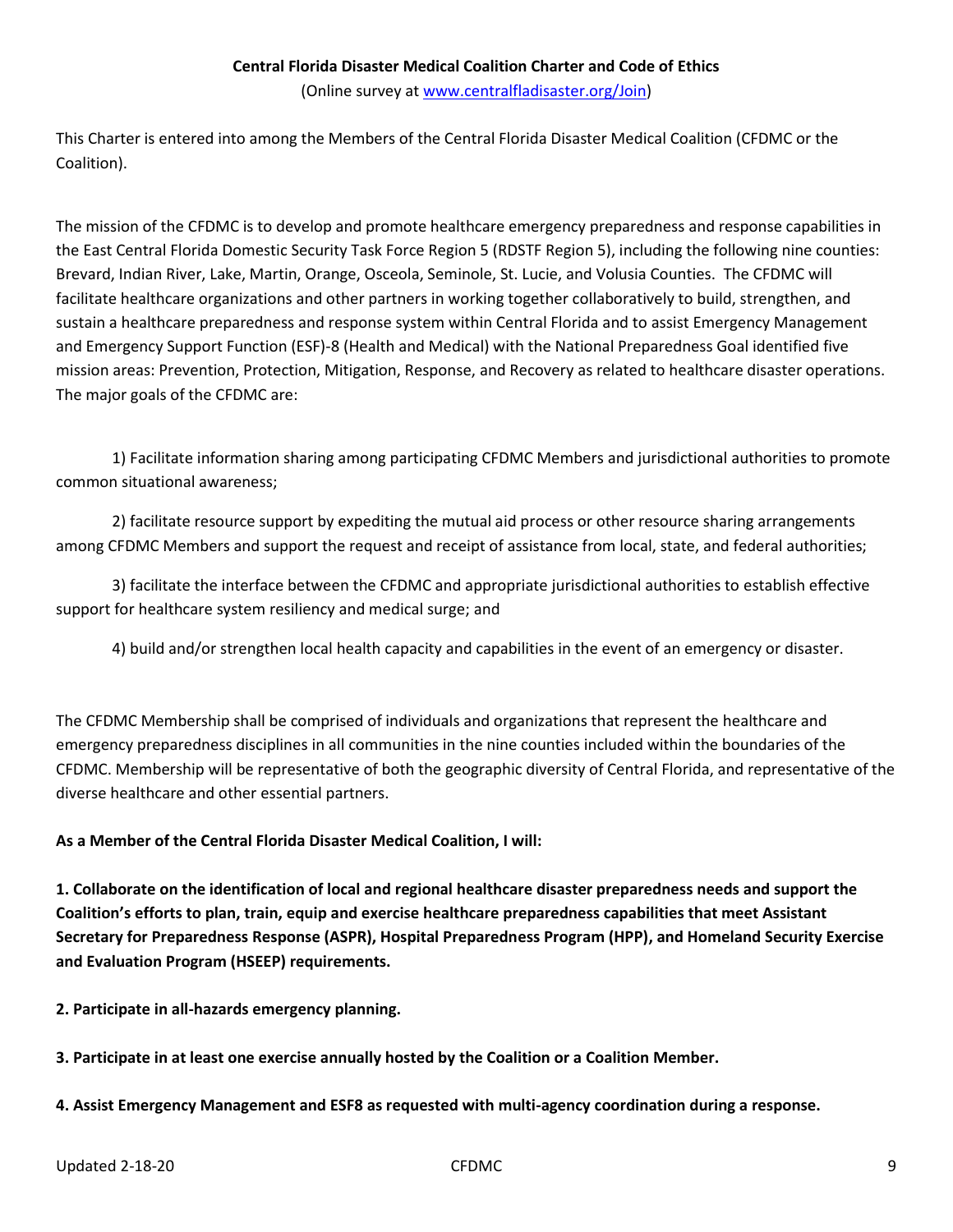**Central Florida Disaster Medical Coalition Charter and Code of Ethics**

(Online survey at [www.centralfladisaster.org/Join](www.centralfladisaster.org/Join))

This Charter is entered into among the Members of the Central Florida Disaster Medical Coalition (CFDMC or the Coalition).

The mission of the CFDMC is to develop and promote healthcare emergency preparedness and response capabilities in the East Central Florida Domestic Security Task Force Region 5 (RDSTF Region 5), including the following nine counties: Brevard, Indian River, Lake, Martin, Orange, Osceola, Seminole, St. Lucie, and Volusia Counties. The CFDMC will facilitate healthcare organizations and other partners in working together collaboratively to build, strengthen, and sustain a healthcare preparedness and response system within Central Florida and to assist Emergency Management and Emergency Support Function (ESF)-8 (Health and Medical) with the National Preparedness Goal identified five mission areas: Prevention, Protection, Mitigation, Response, and Recovery as related to healthcare disaster operations. The major goals of the CFDMC are:

1) Facilitate information sharing among participating CFDMC Members and jurisdictional authorities to promote common situational awareness;

2) facilitate resource support by expediting the mutual aid process or other resource sharing arrangements among CFDMC Members and support the request and receipt of assistance from local, state, and federal authorities;

3) facilitate the interface between the CFDMC and appropriate jurisdictional authorities to establish effective support for healthcare system resiliency and medical surge; and

4) build and/or strengthen local health capacity and capabilities in the event of an emergency or disaster.

The CFDMC Membership shall be comprised of individuals and organizations that represent the healthcare and emergency preparedness disciplines in all communities in the nine counties included within the boundaries of the CFDMC. Membership will be representative of both the geographic diversity of Central Florida, and representative of the diverse healthcare and other essential partners.

**As a Member of the Central Florida Disaster Medical Coalition, I will:**

**1. Collaborate on the identification of local and regional healthcare disaster preparedness needs and support the Coalition's efforts to plan, train, equip and exercise healthcare preparedness capabilities that meet Assistant Secretary for Preparedness Response (ASPR), Hospital Preparedness Program (HPP), and Homeland Security Exercise and Evaluation Program (HSEEP) requirements.**

**2. Participate in all-hazards emergency planning.**

**3. Participate in at least one exercise annually hosted by the Coalition or a Coalition Member.**

**4. Assist Emergency Management and ESF8 as requested with multi-agency coordination during a response.**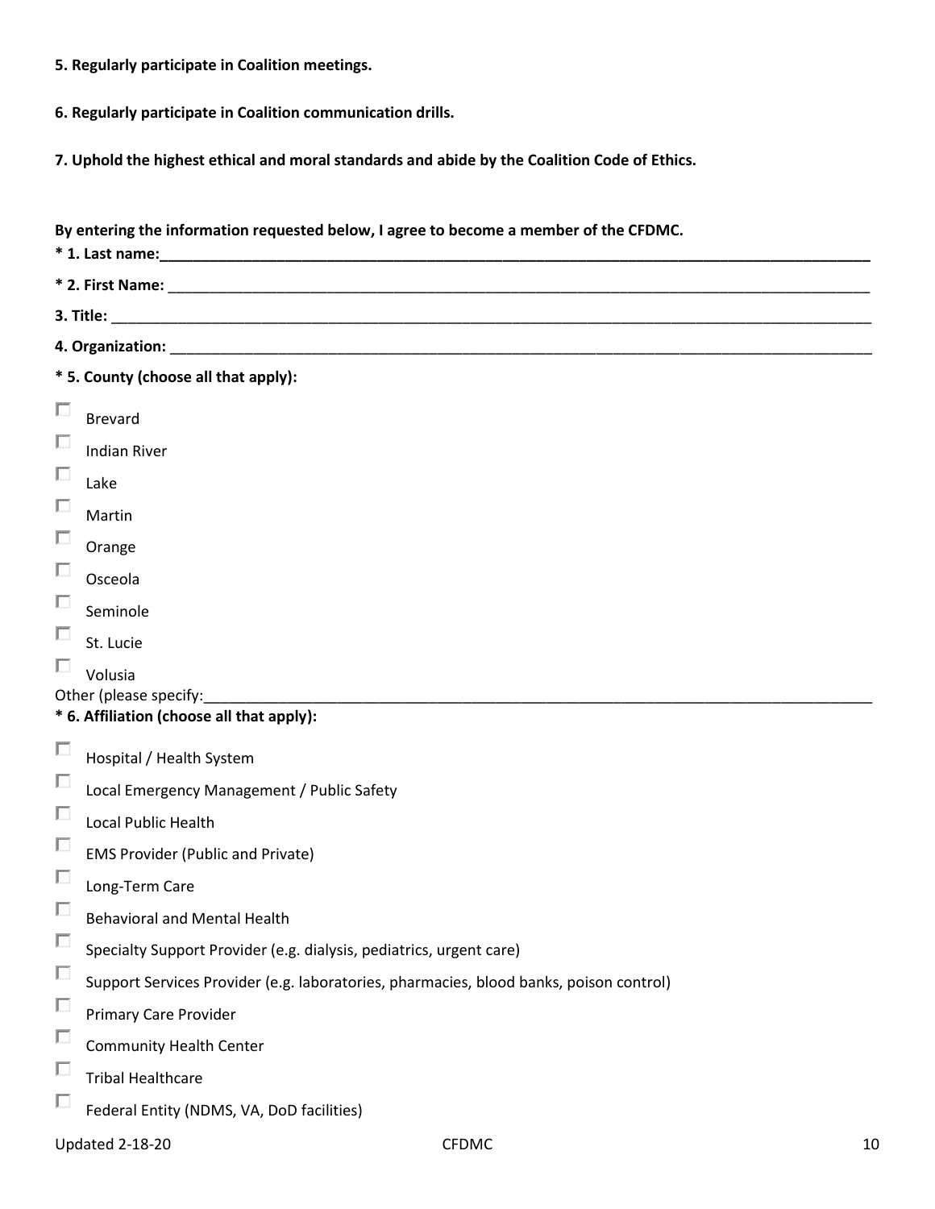**5. Regularly participate in Coalition meetings.**

**6. Regularly participate in Coalition communication drills.**

**7. Uphold the highest ethical and moral standards and abide by the Coalition Code of Ethics.**

**By entering the information requested below, I agree to become a member of the CFDMC.**

**\* 1. Last name:**_______________________________________________

**\* 2. First Name:** _______________________________________________

**3. Title:** _______________________________________________

**4. Organization:** _______________________________________________

**\* 5. County (choose all that apply):**

- ☐ Brevard
- ☐ Indian River
- ☐ Lake
- ☐ Martin
- ☐ Orange
- ☐ Osceola
- ☐ Seminole
- ☐ St. Lucie
- ☐ Volusia

Other (please specify:_______________________________________________

**\* 6. Affiliation (choose all that apply):**

- ☐ Hospital / Health System
- ☐ Local Emergency Management / Public Safety
- ☐ Local Public Health
- ☐ EMS Provider (Public and Private)
- ☐ Long-Term Care
- ☐ Behavioral and Mental Health
- ☐ Specialty Support Provider (e.g. dialysis, pediatrics, urgent care)
- ☐ Support Services Provider (e.g. laboratories, pharmacies, blood banks, poison control)
- ☐ Primary Care Provider
- ☐ Community Health Center
- ☐ Tribal Healthcare
- ☐ Federal Entity (NDMS, VA, DoD facilities)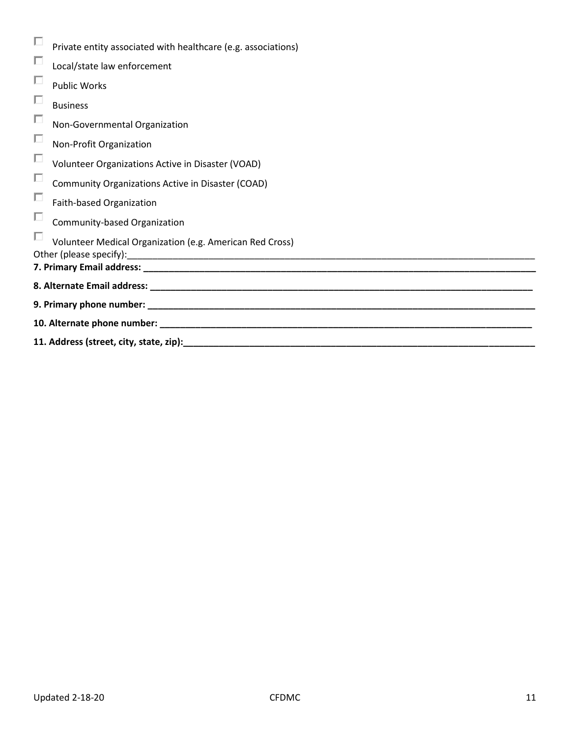- [ ] Private entity associated with healthcare (e.g. associations)
- [ ] Local/state law enforcement
- [ ] Public Works
- [ ] Business
- [ ] Non-Governmental Organization
- [ ] Non-Profit Organization
- [ ] Volunteer Organizations Active in Disaster (VOAD)
- [ ] Community Organizations Active in Disaster (COAD)
- [ ] Faith-based Organization
- [ ] Community-based Organization
- [ ] Volunteer Medical Organization (e.g. American Red Cross)

Other (please specify):______________________________________________________________________________

**7. Primary Email address: ______________________________________________________________________________**

**8. Alternate Email address: _____________________________________________________________________________**

**9. Primary phone number: ______________________________________________________________________________**

**10. Alternate phone number: ____________________________________________________________________________**

**11. Address (street, city, state, zip):_____________________________________________________________________**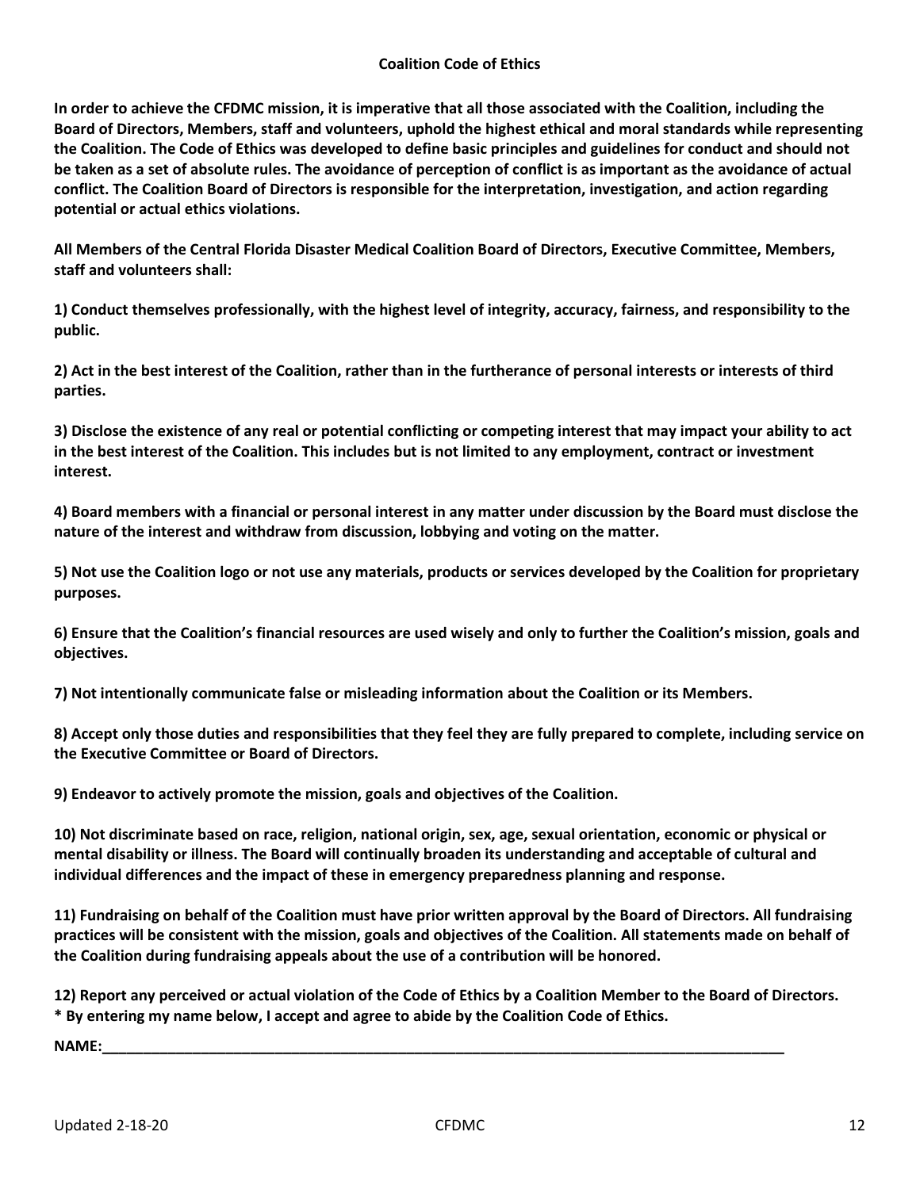## Coalition Code of Ethics

**In order to achieve the CFDMC mission, it is imperative that all those associated with the Coalition, including the Board of Directors, Members, staff and volunteers, uphold the highest ethical and moral standards while representing the Coalition. The Code of Ethics was developed to define basic principles and guidelines for conduct and should not be taken as a set of absolute rules. The avoidance of perception of conflict is as important as the avoidance of actual conflict. The Coalition Board of Directors is responsible for the interpretation, investigation, and action regarding potential or actual ethics violations.**

**All Members of the Central Florida Disaster Medical Coalition Board of Directors, Executive Committee, Members, staff and volunteers shall:**

**1) Conduct themselves professionally, with the highest level of integrity, accuracy, fairness, and responsibility to the public.**

**2) Act in the best interest of the Coalition, rather than in the furtherance of personal interests or interests of third parties.**

**3) Disclose the existence of any real or potential conflicting or competing interest that may impact your ability to act in the best interest of the Coalition. This includes but is not limited to any employment, contract or investment interest.**

**4) Board members with a financial or personal interest in any matter under discussion by the Board must disclose the nature of the interest and withdraw from discussion, lobbying and voting on the matter.**

**5) Not use the Coalition logo or not use any materials, products or services developed by the Coalition for proprietary purposes.**

**6) Ensure that the Coalition's financial resources are used wisely and only to further the Coalition's mission, goals and objectives.**

**7) Not intentionally communicate false or misleading information about the Coalition or its Members.**

**8) Accept only those duties and responsibilities that they feel they are fully prepared to complete, including service on the Executive Committee or Board of Directors.**

**9) Endeavor to actively promote the mission, goals and objectives of the Coalition.**

**10) Not discriminate based on race, religion, national origin, sex, age, sexual orientation, economic or physical or mental disability or illness. The Board will continually broaden its understanding and acceptable of cultural and individual differences and the impact of these in emergency preparedness planning and response.**

**11) Fundraising on behalf of the Coalition must have prior written approval by the Board of Directors. All fundraising practices will be consistent with the mission, goals and objectives of the Coalition. All statements made on behalf of the Coalition during fundraising appeals about the use of a contribution will be honored.**

**12) Report any perceived or actual violation of the Code of Ethics by a Coalition Member to the Board of Directors.**
**\* By entering my name below, I accept and agree to abide by the Coalition Code of Ethics.**

**NAME:\_\_\_\_\_\_\_\_\_\_\_\_\_\_\_\_\_\_\_\_\_\_\_\_\_\_\_\_\_\_\_\_\_\_\_\_\_\_\_\_\_\_\_\_\_\_\_\_\_\_\_\_\_\_\_\_\_\_\_\_\_\_\_\_\_\_\_\_\_\_\_\_\_\_\_\_**

Updated 2-18-20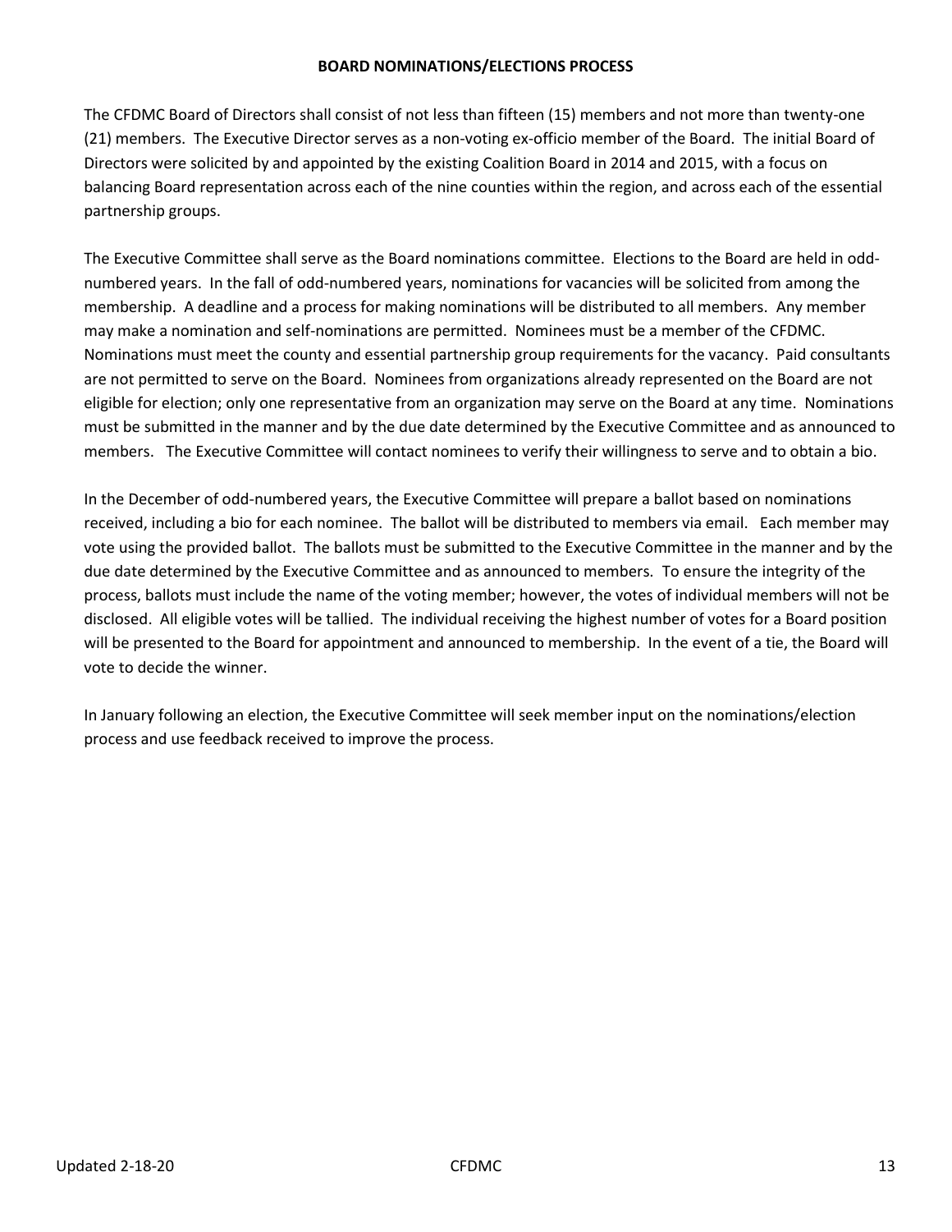## BOARD NOMINATIONS/ELECTIONS PROCESS

The CFDMC Board of Directors shall consist of not less than fifteen (15) members and not more than twenty-one (21) members. The Executive Director serves as a non-voting ex-officio member of the Board. The initial Board of Directors were solicited by and appointed by the existing Coalition Board in 2014 and 2015, with a focus on balancing Board representation across each of the nine counties within the region, and across each of the essential partnership groups.

The Executive Committee shall serve as the Board nominations committee. Elections to the Board are held in odd-numbered years. In the fall of odd-numbered years, nominations for vacancies will be solicited from among the membership. A deadline and a process for making nominations will be distributed to all members. Any member may make a nomination and self-nominations are permitted. Nominees must be a member of the CFDMC. Nominations must meet the county and essential partnership group requirements for the vacancy. Paid consultants are not permitted to serve on the Board. Nominees from organizations already represented on the Board are not eligible for election; only one representative from an organization may serve on the Board at any time. Nominations must be submitted in the manner and by the due date determined by the Executive Committee and as announced to members. The Executive Committee will contact nominees to verify their willingness to serve and to obtain a bio.

In the December of odd-numbered years, the Executive Committee will prepare a ballot based on nominations received, including a bio for each nominee. The ballot will be distributed to members via email. Each member may vote using the provided ballot. The ballots must be submitted to the Executive Committee in the manner and by the due date determined by the Executive Committee and as announced to members. To ensure the integrity of the process, ballots must include the name of the voting member; however, the votes of individual members will not be disclosed. All eligible votes will be tallied. The individual receiving the highest number of votes for a Board position will be presented to the Board for appointment and announced to membership. In the event of a tie, the Board will vote to decide the winner.

In January following an election, the Executive Committee will seek member input on the nominations/election process and use feedback received to improve the process.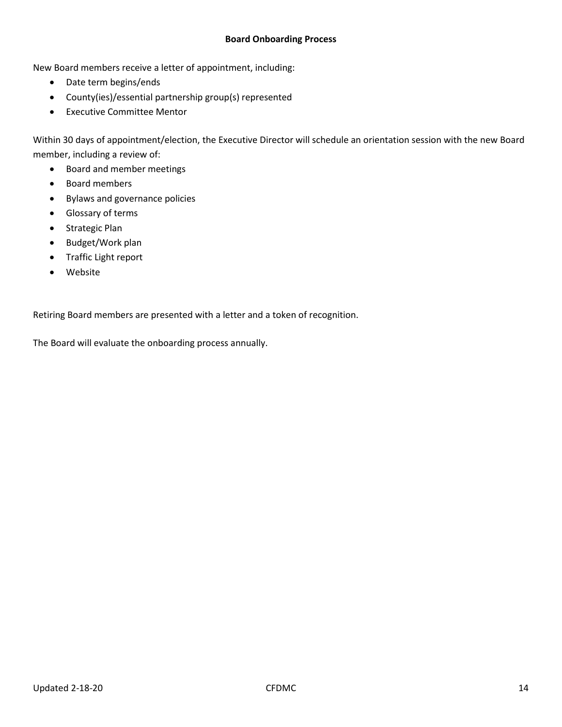## Board Onboarding Process

New Board members receive a letter of appointment, including:

- Date term begins/ends
- County(ies)/essential partnership group(s) represented
- Executive Committee Mentor

Within 30 days of appointment/election, the Executive Director will schedule an orientation session with the new Board member, including a review of:

- Board and member meetings
- Board members
- Bylaws and governance policies
- Glossary of terms
- Strategic Plan
- Budget/Work plan
- Traffic Light report
- Website

Retiring Board members are presented with a letter and a token of recognition.

The Board will evaluate the onboarding process annually.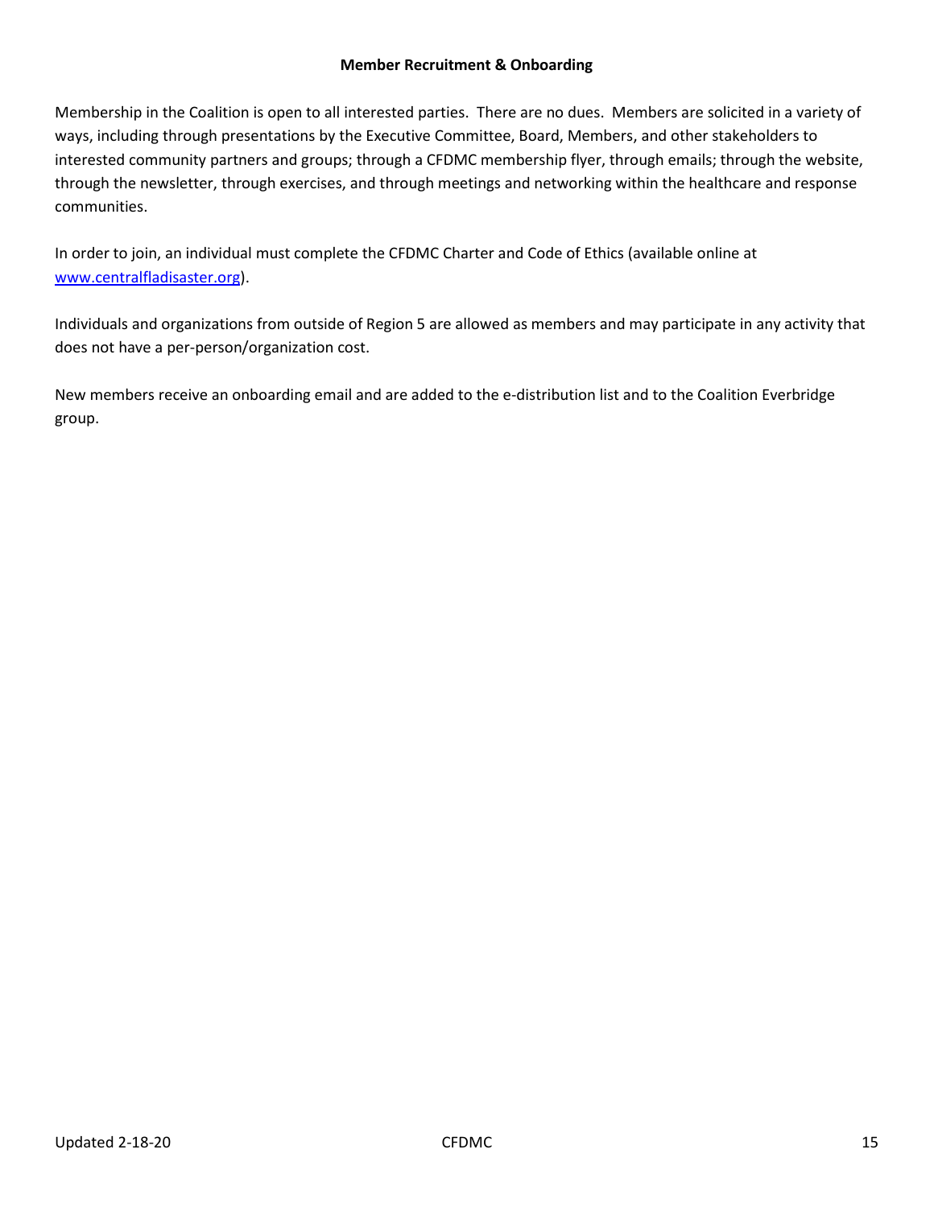## Member Recruitment & Onboarding

Membership in the Coalition is open to all interested parties. There are no dues. Members are solicited in a variety of ways, including through presentations by the Executive Committee, Board, Members, and other stakeholders to interested community partners and groups; through a CFDMC membership flyer, through emails; through the website, through the newsletter, through exercises, and through meetings and networking within the healthcare and response communities.

In order to join, an individual must complete the CFDMC Charter and Code of Ethics (available online at [www.centralfladisaster.org](www.centralfladisaster.org)).

Individuals and organizations from outside of Region 5 are allowed as members and may participate in any activity that does not have a per-person/organization cost.

New members receive an onboarding email and are added to the e-distribution list and to the Coalition Everbridge group.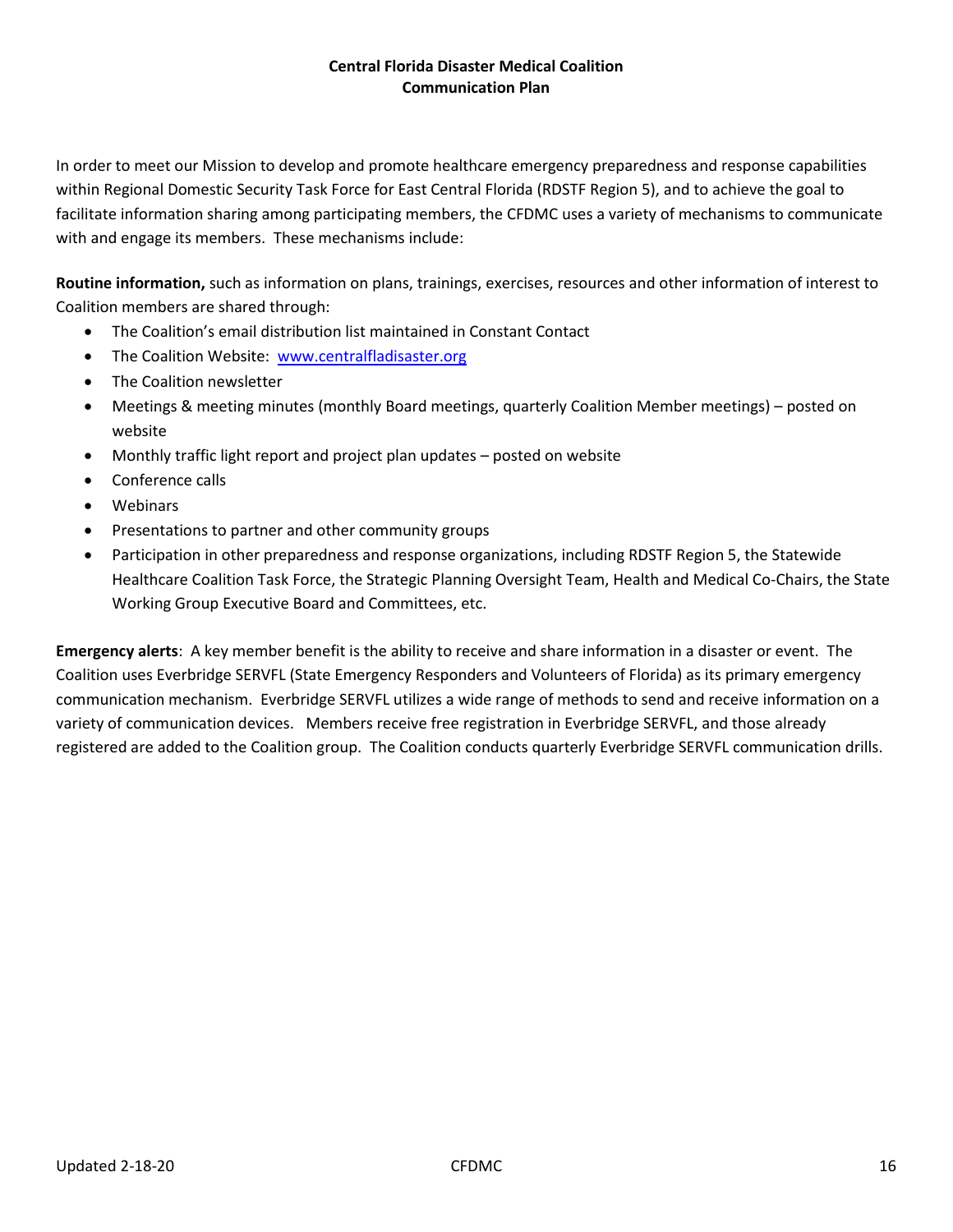# Central Florida Disaster Medical Coalition
## Communication Plan

In order to meet our Mission to develop and promote healthcare emergency preparedness and response capabilities within Regional Domestic Security Task Force for East Central Florida (RDSTF Region 5), and to achieve the goal to facilitate information sharing among participating members, the CFDMC uses a variety of mechanisms to communicate with and engage its members. These mechanisms include:

**Routine information,** such as information on plans, trainings, exercises, resources and other information of interest to Coalition members are shared through:

- The Coalition's email distribution list maintained in Constant Contact
- The Coalition Website: [www.centralfladisaster.org](http://www.centralfladisaster.org)
- The Coalition newsletter
- Meetings & meeting minutes (monthly Board meetings, quarterly Coalition Member meetings) – posted on website
- Monthly traffic light report and project plan updates – posted on website
- Conference calls
- Webinars
- Presentations to partner and other community groups
- Participation in other preparedness and response organizations, including RDSTF Region 5, the Statewide Healthcare Coalition Task Force, the Strategic Planning Oversight Team, Health and Medical Co-Chairs, the State Working Group Executive Board and Committees, etc.

**Emergency alerts**: A key member benefit is the ability to receive and share information in a disaster or event. The Coalition uses Everbridge SERVFL (State Emergency Responders and Volunteers of Florida) as its primary emergency communication mechanism. Everbridge SERVFL utilizes a wide range of methods to send and receive information on a variety of communication devices. Members receive free registration in Everbridge SERVFL, and those already registered are added to the Coalition group. The Coalition conducts quarterly Everbridge SERVFL communication drills.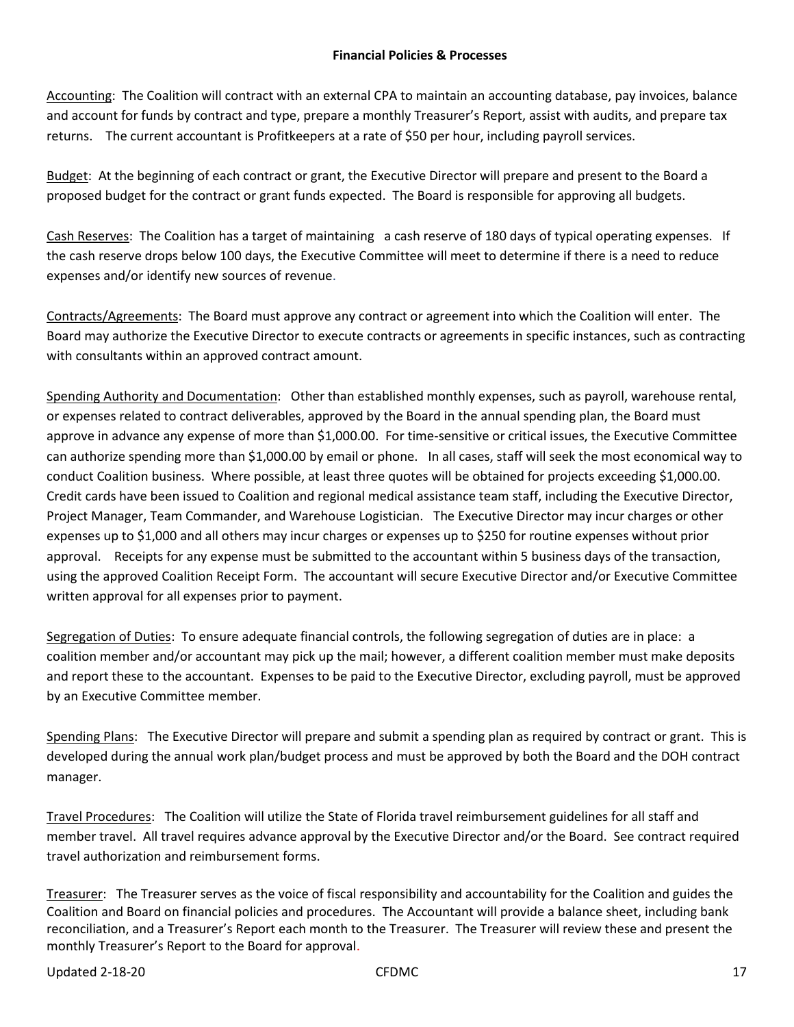## Financial Policies & Processes

Accounting: The Coalition will contract with an external CPA to maintain an accounting database, pay invoices, balance and account for funds by contract and type, prepare a monthly Treasurer's Report, assist with audits, and prepare tax returns. The current accountant is Profitkeepers at a rate of $50 per hour, including payroll services.

Budget: At the beginning of each contract or grant, the Executive Director will prepare and present to the Board a proposed budget for the contract or grant funds expected. The Board is responsible for approving all budgets.

Cash Reserves: The Coalition has a target of maintaining a cash reserve of 180 days of typical operating expenses. If the cash reserve drops below 100 days, the Executive Committee will meet to determine if there is a need to reduce expenses and/or identify new sources of revenue.

Contracts/Agreements: The Board must approve any contract or agreement into which the Coalition will enter. The Board may authorize the Executive Director to execute contracts or agreements in specific instances, such as contracting with consultants within an approved contract amount.

Spending Authority and Documentation: Other than established monthly expenses, such as payroll, warehouse rental, or expenses related to contract deliverables, approved by the Board in the annual spending plan, the Board must approve in advance any expense of more than $1,000.00. For time-sensitive or critical issues, the Executive Committee can authorize spending more than $1,000.00 by email or phone. In all cases, staff will seek the most economical way to conduct Coalition business. Where possible, at least three quotes will be obtained for projects exceeding $1,000.00. Credit cards have been issued to Coalition and regional medical assistance team staff, including the Executive Director, Project Manager, Team Commander, and Warehouse Logistician. The Executive Director may incur charges or other expenses up to $1,000 and all others may incur charges or expenses up to $250 for routine expenses without prior approval. Receipts for any expense must be submitted to the accountant within 5 business days of the transaction, using the approved Coalition Receipt Form. The accountant will secure Executive Director and/or Executive Committee written approval for all expenses prior to payment.

Segregation of Duties: To ensure adequate financial controls, the following segregation of duties are in place: a coalition member and/or accountant may pick up the mail; however, a different coalition member must make deposits and report these to the accountant. Expenses to be paid to the Executive Director, excluding payroll, must be approved by an Executive Committee member.

Spending Plans: The Executive Director will prepare and submit a spending plan as required by contract or grant. This is developed during the annual work plan/budget process and must be approved by both the Board and the DOH contract manager.

Travel Procedures: The Coalition will utilize the State of Florida travel reimbursement guidelines for all staff and member travel. All travel requires advance approval by the Executive Director and/or the Board. See contract required travel authorization and reimbursement forms.

Treasurer: The Treasurer serves as the voice of fiscal responsibility and accountability for the Coalition and guides the Coalition and Board on financial policies and procedures. The Accountant will provide a balance sheet, including bank reconciliation, and a Treasurer's Report each month to the Treasurer. The Treasurer will review these and present the monthly Treasurer's Report to the Board for approval.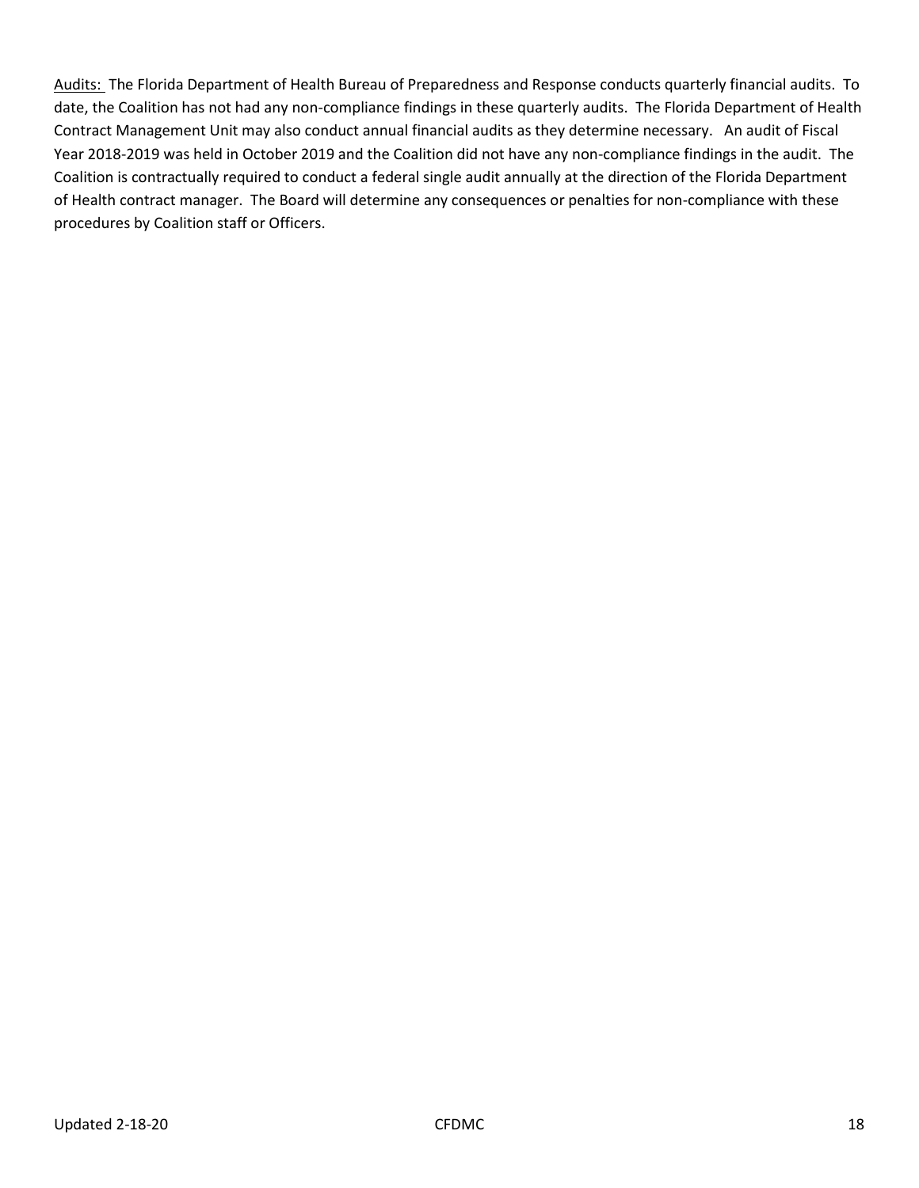<u>Audits:</u> The Florida Department of Health Bureau of Preparedness and Response conducts quarterly financial audits. To date, the Coalition has not had any non-compliance findings in these quarterly audits. The Florida Department of Health Contract Management Unit may also conduct annual financial audits as they determine necessary. An audit of Fiscal Year 2018-2019 was held in October 2019 and the Coalition did not have any non-compliance findings in the audit. The Coalition is contractually required to conduct a federal single audit annually at the direction of the Florida Department of Health contract manager. The Board will determine any consequences or penalties for non-compliance with these procedures by Coalition staff or Officers.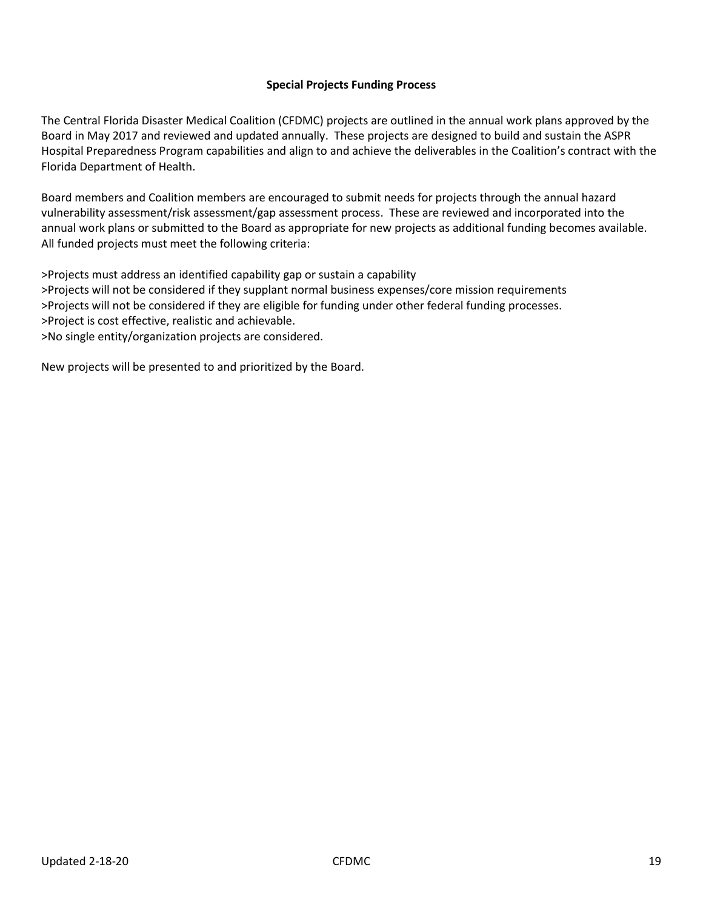## Special Projects Funding Process

The Central Florida Disaster Medical Coalition (CFDMC) projects are outlined in the annual work plans approved by the Board in May 2017 and reviewed and updated annually. These projects are designed to build and sustain the ASPR Hospital Preparedness Program capabilities and align to and achieve the deliverables in the Coalition's contract with the Florida Department of Health.

Board members and Coalition members are encouraged to submit needs for projects through the annual hazard vulnerability assessment/risk assessment/gap assessment process. These are reviewed and incorporated into the annual work plans or submitted to the Board as appropriate for new projects as additional funding becomes available. All funded projects must meet the following criteria:

>Projects must address an identified capability gap or sustain a capability
>Projects will not be considered if they supplant normal business expenses/core mission requirements
>Projects will not be considered if they are eligible for funding under other federal funding processes.
>Project is cost effective, realistic and achievable.
>No single entity/organization projects are considered.

New projects will be presented to and prioritized by the Board.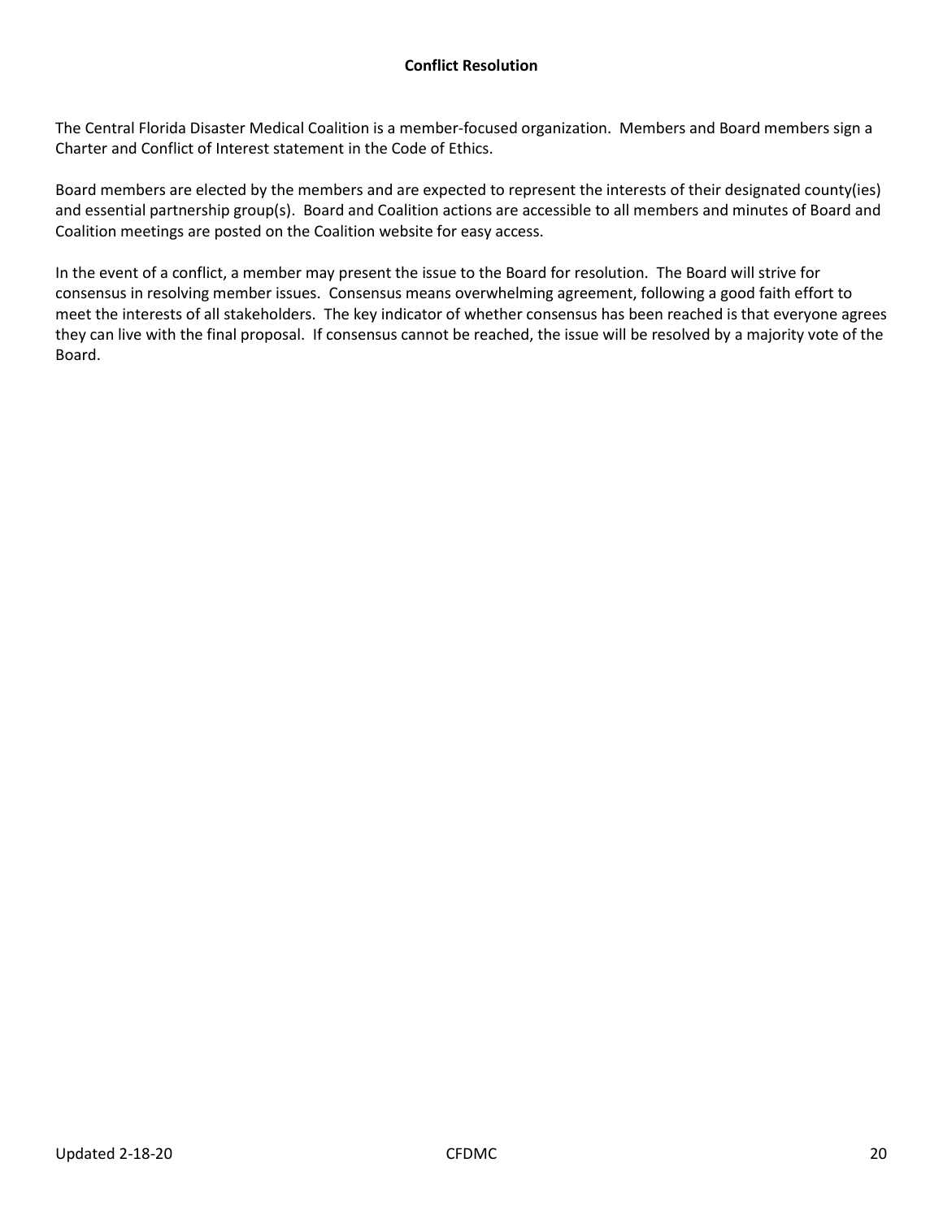## Conflict Resolution

The Central Florida Disaster Medical Coalition is a member-focused organization. Members and Board members sign a Charter and Conflict of Interest statement in the Code of Ethics.

Board members are elected by the members and are expected to represent the interests of their designated county(ies) and essential partnership group(s). Board and Coalition actions are accessible to all members and minutes of Board and Coalition meetings are posted on the Coalition website for easy access.

In the event of a conflict, a member may present the issue to the Board for resolution. The Board will strive for consensus in resolving member issues. Consensus means overwhelming agreement, following a good faith effort to meet the interests of all stakeholders. The key indicator of whether consensus has been reached is that everyone agrees they can live with the final proposal. If consensus cannot be reached, the issue will be resolved by a majority vote of the Board.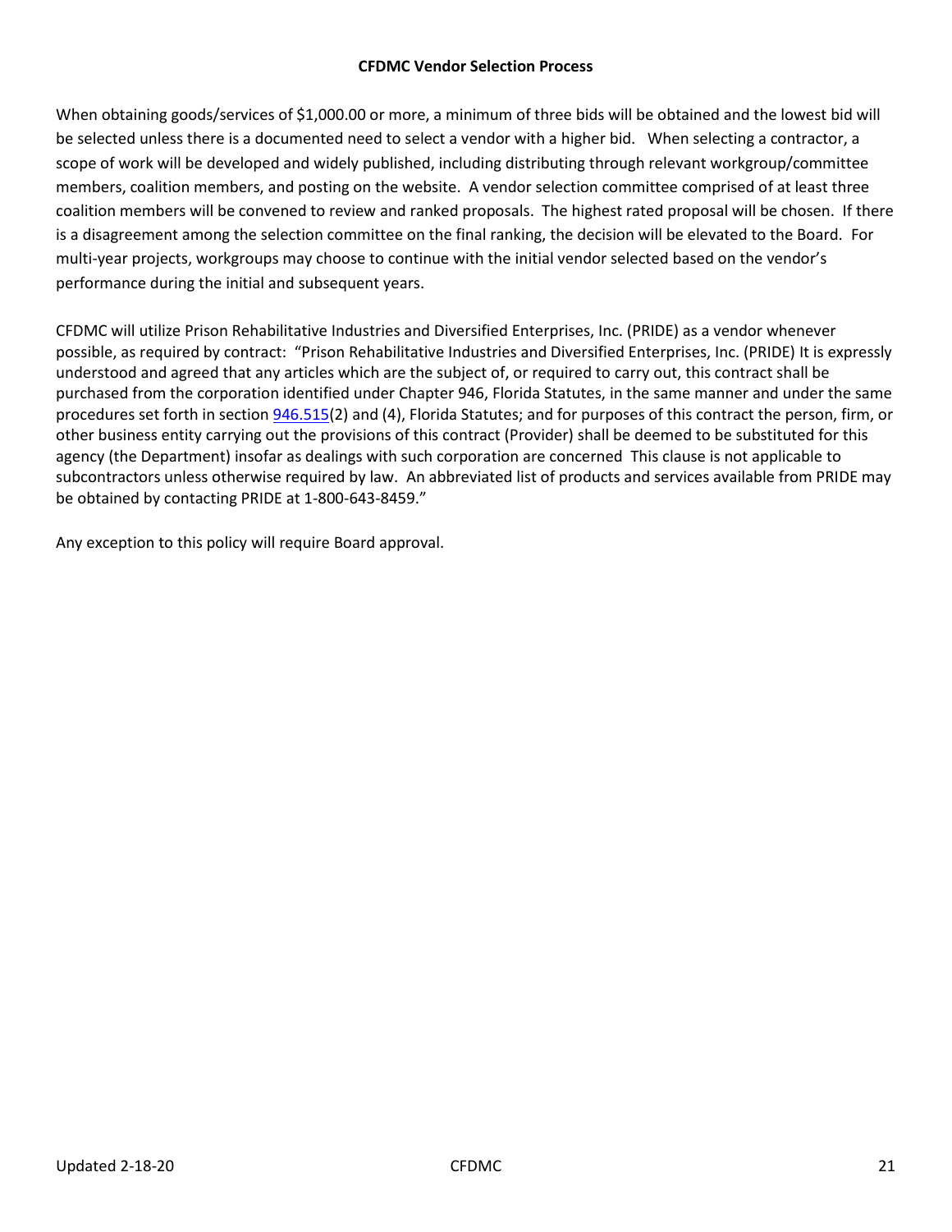**CFDMC Vendor Selection Process**

When obtaining goods/services of $1,000.00 or more, a minimum of three bids will be obtained and the lowest bid will be selected unless there is a documented need to select a vendor with a higher bid. When selecting a contractor, a scope of work will be developed and widely published, including distributing through relevant workgroup/committee members, coalition members, and posting on the website. A vendor selection committee comprised of at least three coalition members will be convened to review and ranked proposals. The highest rated proposal will be chosen. If there is a disagreement among the selection committee on the final ranking, the decision will be elevated to the Board. For multi-year projects, workgroups may choose to continue with the initial vendor selected based on the vendor's performance during the initial and subsequent years.

CFDMC will utilize Prison Rehabilitative Industries and Diversified Enterprises, Inc. (PRIDE) as a vendor whenever possible, as required by contract: "Prison Rehabilitative Industries and Diversified Enterprises, Inc. (PRIDE) It is expressly understood and agreed that any articles which are the subject of, or required to carry out, this contract shall be purchased from the corporation identified under Chapter 946, Florida Statutes, in the same manner and under the same procedures set forth in section 946.515(2) and (4), Florida Statutes; and for purposes of this contract the person, firm, or other business entity carrying out the provisions of this contract (Provider) shall be deemed to be substituted for this agency (the Department) insofar as dealings with such corporation are concerned This clause is not applicable to subcontractors unless otherwise required by law. An abbreviated list of products and services available from PRIDE may be obtained by contacting PRIDE at 1-800-643-8459."

Any exception to this policy will require Board approval.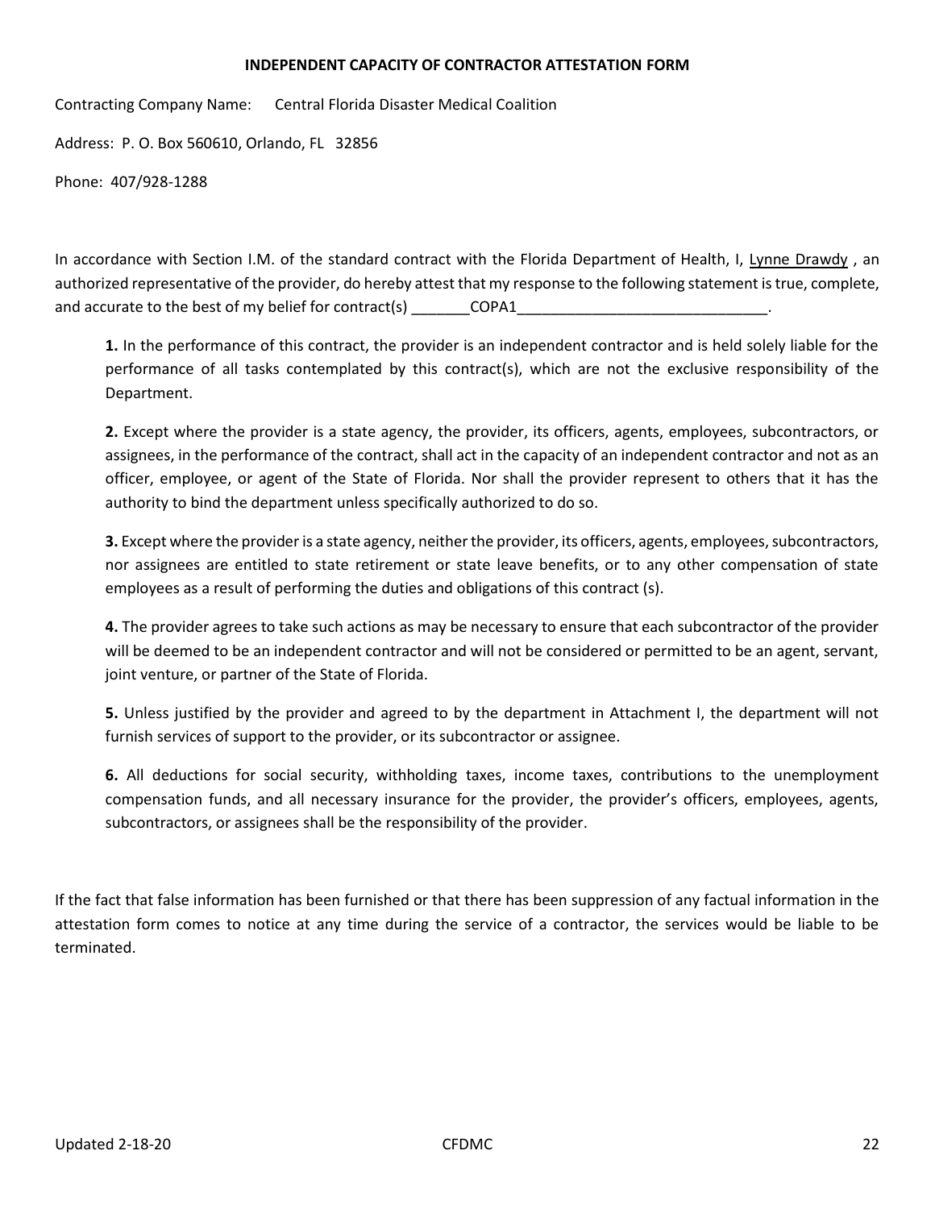**INDEPENDENT CAPACITY OF CONTRACTOR ATTESTATION FORM**

Contracting Company Name: Central Florida Disaster Medical Coalition

Address: P. O. Box 560610, Orlando, FL 32856

Phone: 407/928-1288

In accordance with Section I.M. of the standard contract with the Florida Department of Health, I, Lynne Drawdy , an authorized representative of the provider, do hereby attest that my response to the following statement is true, complete, and accurate to the best of my belief for contract(s) _______COPA1______________________________.

> **1.** In the performance of this contract, the provider is an independent contractor and is held solely liable for the performance of all tasks contemplated by this contract(s), which are not the exclusive responsibility of the Department.
>
> **2.** Except where the provider is a state agency, the provider, its officers, agents, employees, subcontractors, or assignees, in the performance of the contract, shall act in the capacity of an independent contractor and not as an officer, employee, or agent of the State of Florida. Nor shall the provider represent to others that it has the authority to bind the department unless specifically authorized to do so.
>
> **3.** Except where the provider is a state agency, neither the provider, its officers, agents, employees, subcontractors, nor assignees are entitled to state retirement or state leave benefits, or to any other compensation of state employees as a result of performing the duties and obligations of this contract (s).
>
> **4.** The provider agrees to take such actions as may be necessary to ensure that each subcontractor of the provider will be deemed to be an independent contractor and will not be considered or permitted to be an agent, servant, joint venture, or partner of the State of Florida.
>
> **5.** Unless justified by the provider and agreed to by the department in Attachment I, the department will not furnish services of support to the provider, or its subcontractor or assignee.
>
> **6.** All deductions for social security, withholding taxes, income taxes, contributions to the unemployment compensation funds, and all necessary insurance for the provider, the provider's officers, employees, agents, subcontractors, or assignees shall be the responsibility of the provider.

If the fact that false information has been furnished or that there has been suppression of any factual information in the attestation form comes to notice at any time during the service of a contractor, the services would be liable to be terminated.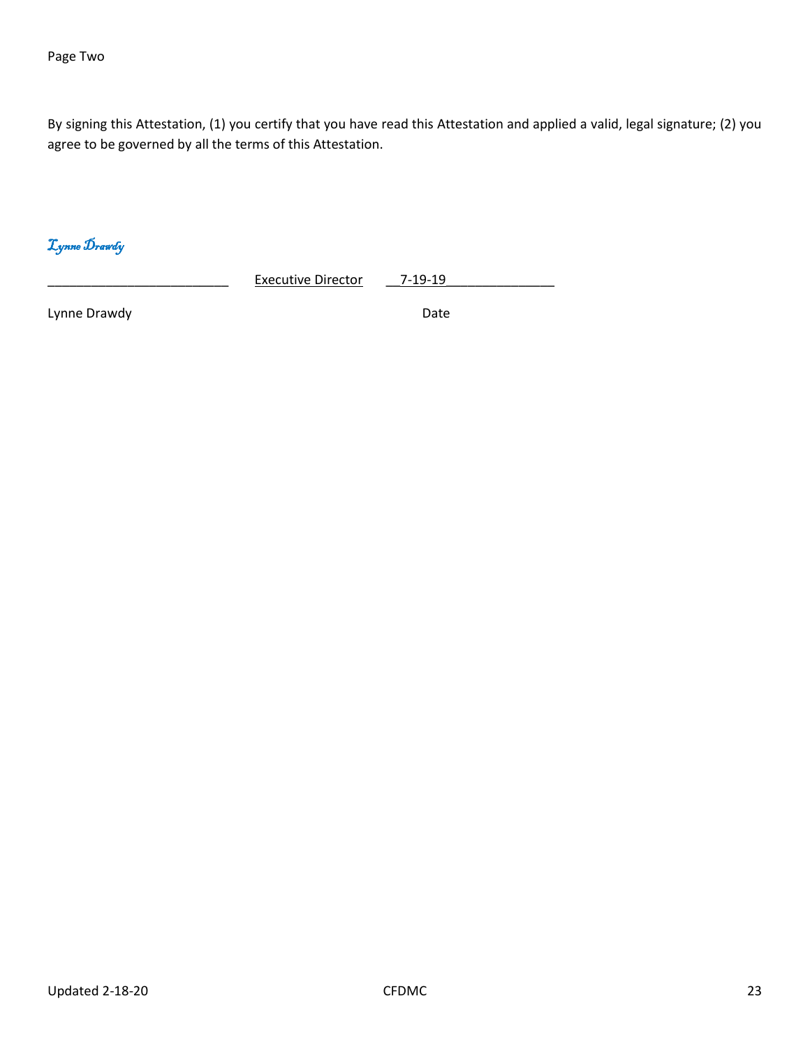Page Two

By signing this Attestation, (1) you certify that you have read this Attestation and applied a valid, legal signature; (2) you agree to be governed by all the terms of this Attestation.

*Lynne Drawdy*

_________________________ Executive Director __7-19-19_______________

Lynne Drawdy Date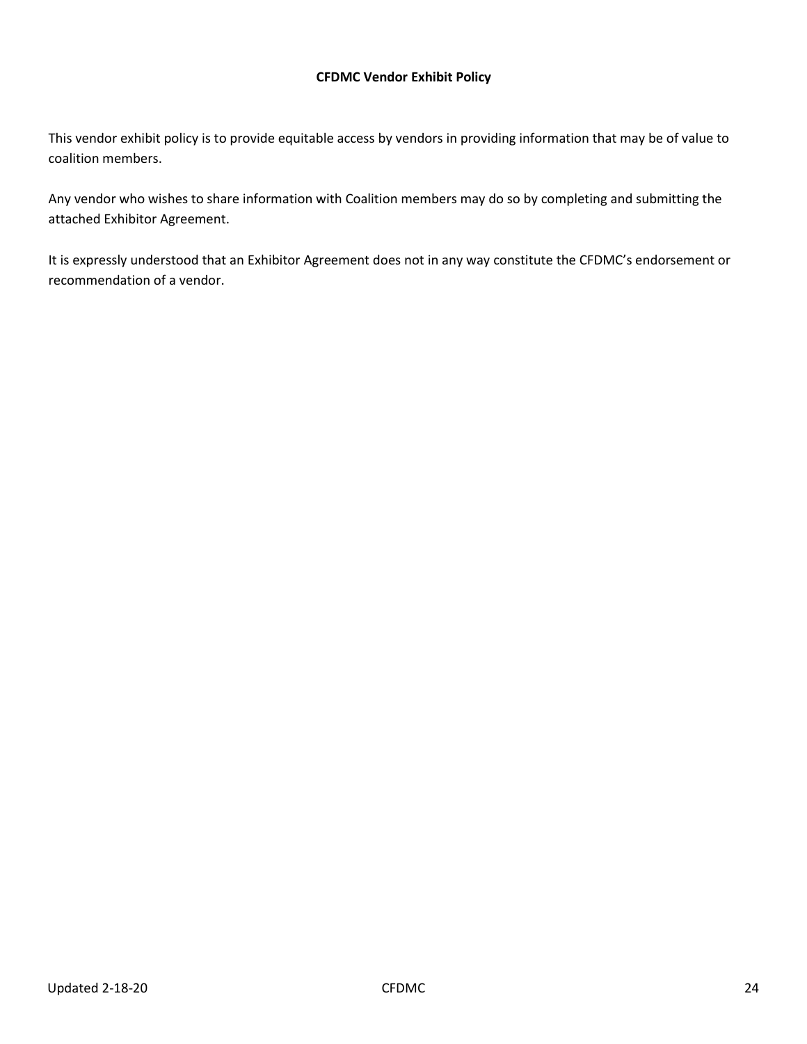**CFDMC Vendor Exhibit Policy**

This vendor exhibit policy is to provide equitable access by vendors in providing information that may be of value to coalition members.

Any vendor who wishes to share information with Coalition members may do so by completing and submitting the attached Exhibitor Agreement.

It is expressly understood that an Exhibitor Agreement does not in any way constitute the CFDMC's endorsement or recommendation of a vendor.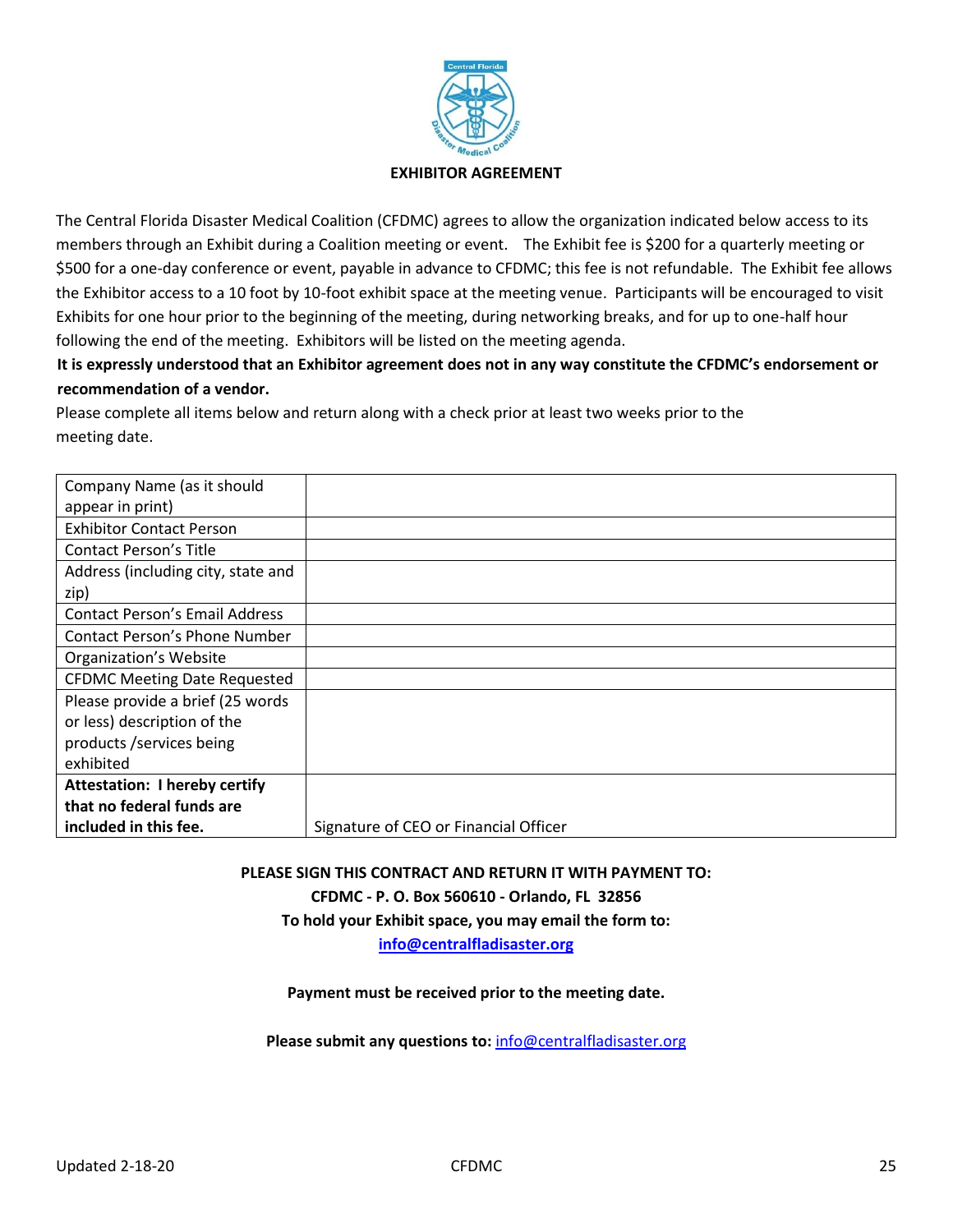# EXHIBITOR AGREEMENT

The Central Florida Disaster Medical Coalition (CFDMC) agrees to allow the organization indicated below access to its members through an Exhibit during a Coalition meeting or event. The Exhibit fee is $200 for a quarterly meeting or $500 for a one-day conference or event, payable in advance to CFDMC; this fee is not refundable. The Exhibit fee allows the Exhibitor access to a 10 foot by 10-foot exhibit space at the meeting venue. Participants will be encouraged to visit Exhibits for one hour prior to the beginning of the meeting, during networking breaks, and for up to one-half hour following the end of the meeting. Exhibitors will be listed on the meeting agenda.

**It is expressly understood that an Exhibitor agreement does not in any way constitute the CFDMC's endorsement or recommendation of a vendor.**

Please complete all items below and return along with a check prior at least two weeks prior to the meeting date.

| | |
|---|---|
| Company Name (as it should appear in print) | |
| Exhibitor Contact Person | |
| Contact Person's Title | |
| Address (including city, state and zip) | |
| Contact Person's Email Address | |
| Contact Person's Phone Number | |
| Organization's Website | |
| CFDMC Meeting Date Requested | |
| Please provide a brief (25 words or less) description of the products /services being exhibited | |
| **Attestation: I hereby certify that no federal funds are included in this fee.** | Signature of CEO or Financial Officer |

**PLEASE SIGN THIS CONTRACT AND RETURN IT WITH PAYMENT TO:**
**CFDMC - P. O. Box 560610 - Orlando, FL 32856**
**To hold your Exhibit space, you may email the form to:**
**info@centralfladisaster.org**

**Payment must be received prior to the meeting date.**

**Please submit any questions to:** info@centralfladisaster.org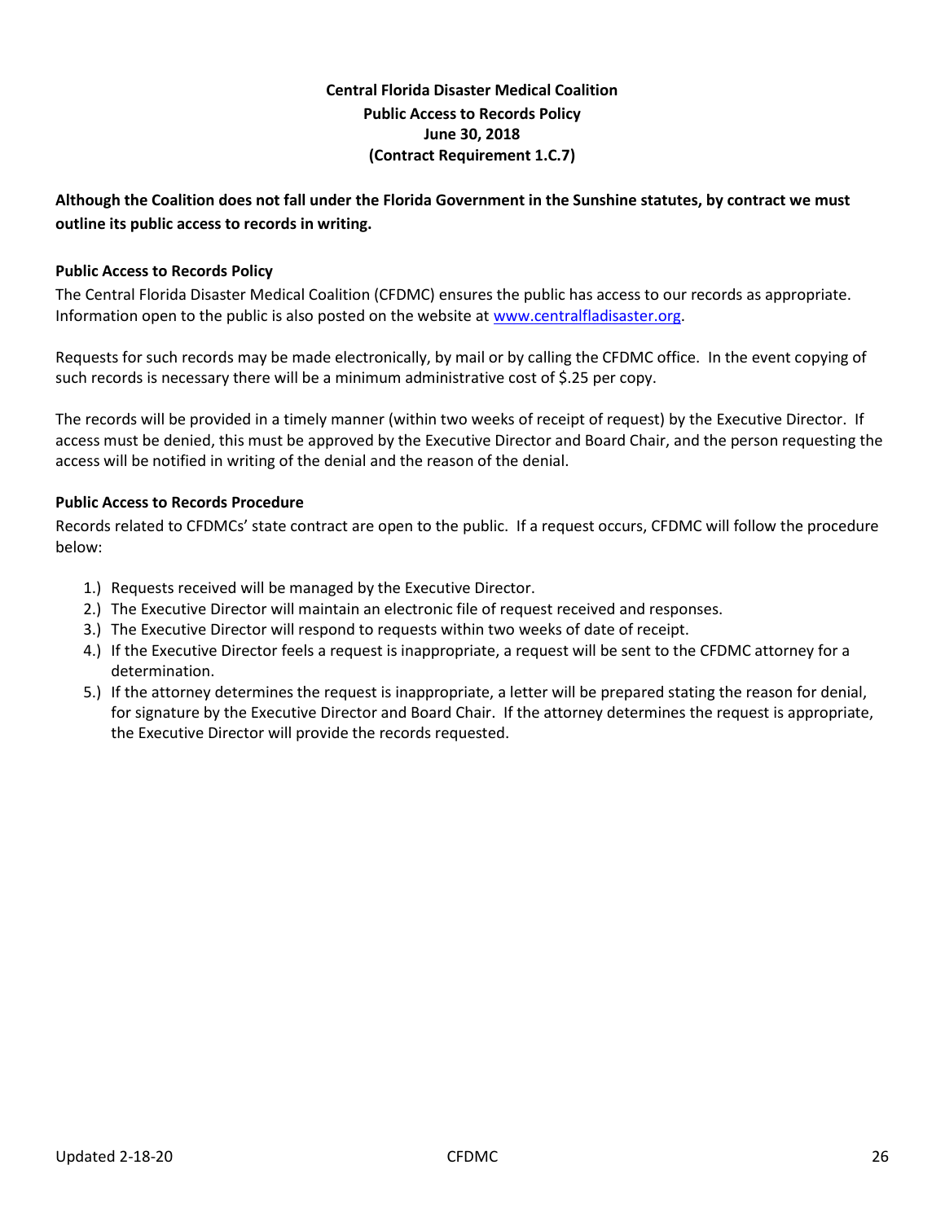**Central Florida Disaster Medical Coalition**
**Public Access to Records Policy**
**June 30, 2018**
**(Contract Requirement 1.C.7)**

**Although the Coalition does not fall under the Florida Government in the Sunshine statutes, by contract we must outline its public access to records in writing.**

### Public Access to Records Policy

The Central Florida Disaster Medical Coalition (CFDMC) ensures the public has access to our records as appropriate. Information open to the public is also posted on the website at [www.centralfladisaster.org](http://www.centralfladisaster.org).

Requests for such records may be made electronically, by mail or by calling the CFDMC office. In the event copying of such records is necessary there will be a minimum administrative cost of $.25 per copy.

The records will be provided in a timely manner (within two weeks of receipt of request) by the Executive Director. If access must be denied, this must be approved by the Executive Director and Board Chair, and the person requesting the access will be notified in writing of the denial and the reason of the denial.

### Public Access to Records Procedure

Records related to CFDMCs' state contract are open to the public. If a request occurs, CFDMC will follow the procedure below:

1.) Requests received will be managed by the Executive Director.
2.) The Executive Director will maintain an electronic file of request received and responses.
3.) The Executive Director will respond to requests within two weeks of date of receipt.
4.) If the Executive Director feels a request is inappropriate, a request will be sent to the CFDMC attorney for a determination.
5.) If the attorney determines the request is inappropriate, a letter will be prepared stating the reason for denial, for signature by the Executive Director and Board Chair. If the attorney determines the request is appropriate, the Executive Director will provide the records requested.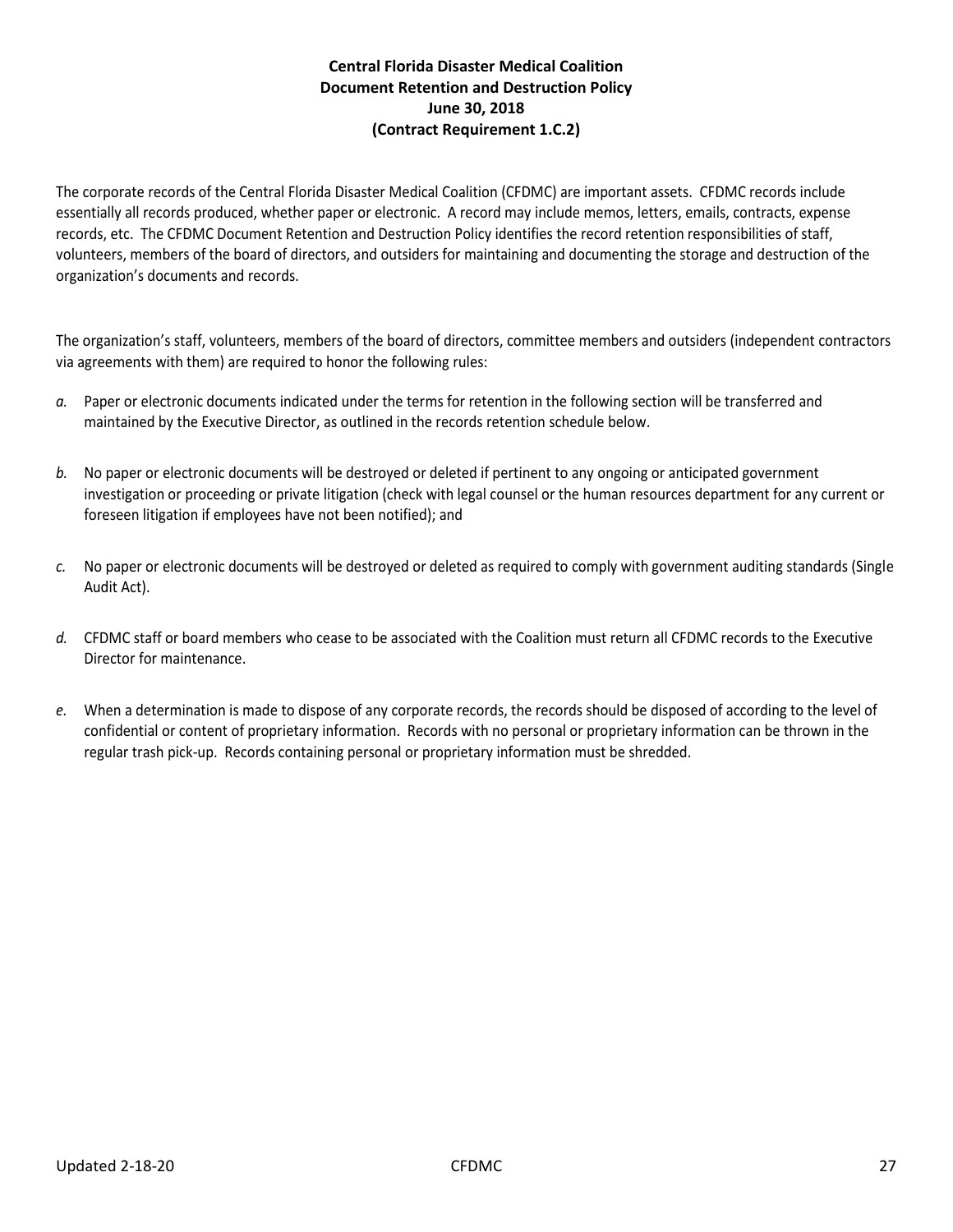**Central Florida Disaster Medical Coalition**
**Document Retention and Destruction Policy**
**June 30, 2018**
**(Contract Requirement 1.C.2)**

The corporate records of the Central Florida Disaster Medical Coalition (CFDMC) are important assets. CFDMC records include essentially all records produced, whether paper or electronic. A record may include memos, letters, emails, contracts, expense records, etc. The CFDMC Document Retention and Destruction Policy identifies the record retention responsibilities of staff, volunteers, members of the board of directors, and outsiders for maintaining and documenting the storage and destruction of the organization's documents and records.

The organization's staff, volunteers, members of the board of directors, committee members and outsiders (independent contractors via agreements with them) are required to honor the following rules:

*a.* Paper or electronic documents indicated under the terms for retention in the following section will be transferred and maintained by the Executive Director, as outlined in the records retention schedule below.

*b.* No paper or electronic documents will be destroyed or deleted if pertinent to any ongoing or anticipated government investigation or proceeding or private litigation (check with legal counsel or the human resources department for any current or foreseen litigation if employees have not been notified); and

*c.* No paper or electronic documents will be destroyed or deleted as required to comply with government auditing standards (Single Audit Act).

*d.* CFDMC staff or board members who cease to be associated with the Coalition must return all CFDMC records to the Executive Director for maintenance.

*e.* When a determination is made to dispose of any corporate records, the records should be disposed of according to the level of confidential or content of proprietary information. Records with no personal or proprietary information can be thrown in the regular trash pick-up. Records containing personal or proprietary information must be shredded.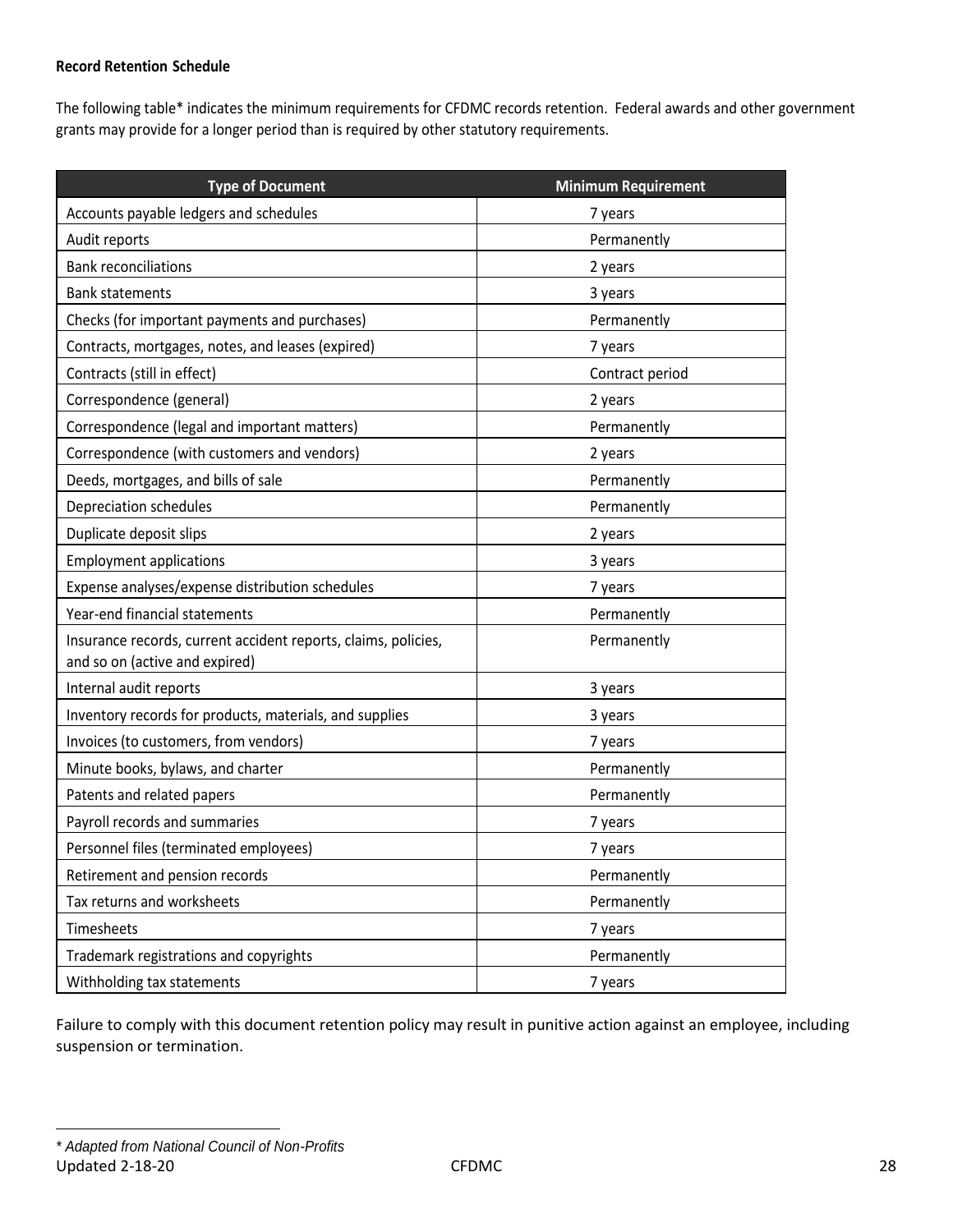**Record Retention Schedule**

The following table* indicates the minimum requirements for CFDMC records retention. Federal awards and other government grants may provide for a longer period than is required by other statutory requirements.

| Type of Document | Minimum Requirement |
|---|---|
| Accounts payable ledgers and schedules | 7 years |
| Audit reports | Permanently |
| Bank reconciliations | 2 years |
| Bank statements | 3 years |
| Checks (for important payments and purchases) | Permanently |
| Contracts, mortgages, notes, and leases (expired) | 7 years |
| Contracts (still in effect) | Contract period |
| Correspondence (general) | 2 years |
| Correspondence (legal and important matters) | Permanently |
| Correspondence (with customers and vendors) | 2 years |
| Deeds, mortgages, and bills of sale | Permanently |
| Depreciation schedules | Permanently |
| Duplicate deposit slips | 2 years |
| Employment applications | 3 years |
| Expense analyses/expense distribution schedules | 7 years |
| Year-end financial statements | Permanently |
| Insurance records, current accident reports, claims, policies, and so on (active and expired) | Permanently |
| Internal audit reports | 3 years |
| Inventory records for products, materials, and supplies | 3 years |
| Invoices (to customers, from vendors) | 7 years |
| Minute books, bylaws, and charter | Permanently |
| Patents and related papers | Permanently |
| Payroll records and summaries | 7 years |
| Personnel files (terminated employees) | 7 years |
| Retirement and pension records | Permanently |
| Tax returns and worksheets | Permanently |
| Timesheets | 7 years |
| Trademark registrations and copyrights | Permanently |
| Withholding tax statements | 7 years |

Failure to comply with this document retention policy may result in punitive action against an employee, including suspension or termination.

*\* Adapted from National Council of Non-Profits*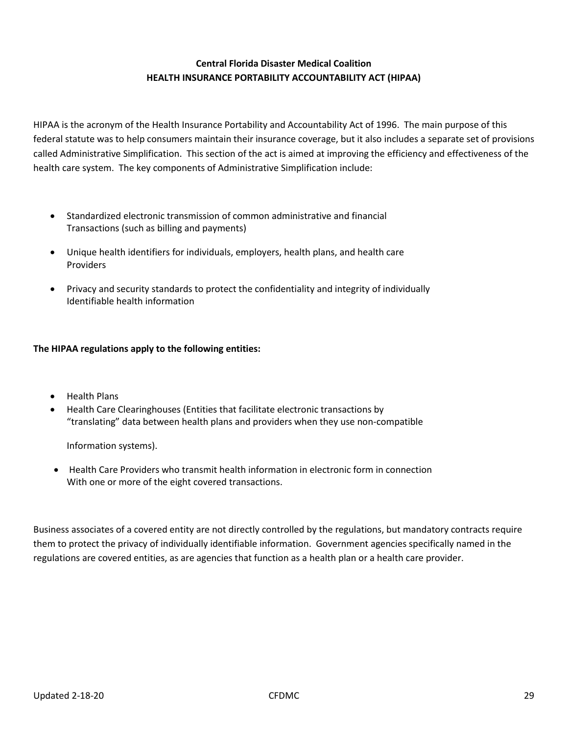## Central Florida Disaster Medical Coalition
## HEALTH INSURANCE PORTABILITY ACCOUNTABILITY ACT (HIPAA)

HIPAA is the acronym of the Health Insurance Portability and Accountability Act of 1996. The main purpose of this federal statute was to help consumers maintain their insurance coverage, but it also includes a separate set of provisions called Administrative Simplification. This section of the act is aimed at improving the efficiency and effectiveness of the health care system. The key components of Administrative Simplification include:

- Standardized electronic transmission of common administrative and financial Transactions (such as billing and payments)
- Unique health identifiers for individuals, employers, health plans, and health care Providers
- Privacy and security standards to protect the confidentiality and integrity of individually Identifiable health information

**The HIPAA regulations apply to the following entities:**

- Health Plans
- Health Care Clearinghouses (Entities that facilitate electronic transactions by "translating" data between health plans and providers when they use non-compatible Information systems).
- Health Care Providers who transmit health information in electronic form in connection With one or more of the eight covered transactions.

Business associates of a covered entity are not directly controlled by the regulations, but mandatory contracts require them to protect the privacy of individually identifiable information. Government agencies specifically named in the regulations are covered entities, as are agencies that function as a health plan or a health care provider.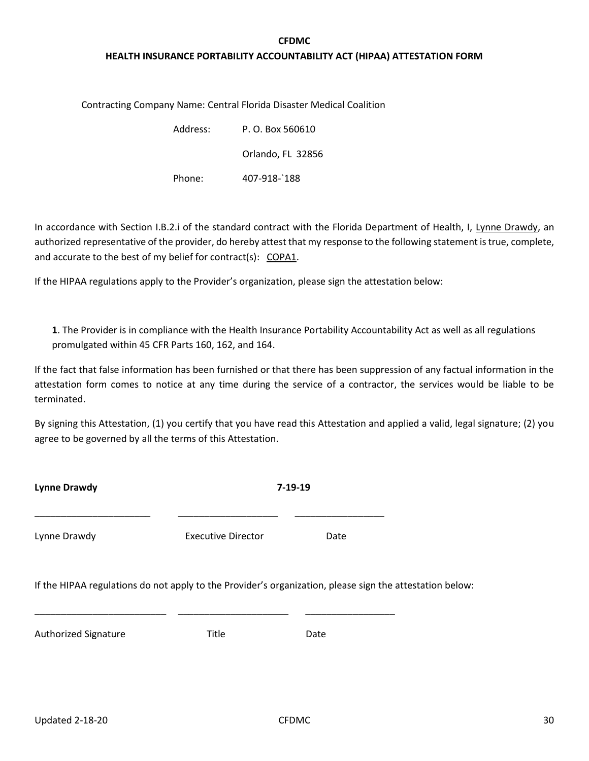**CFDMC**

**HEALTH INSURANCE PORTABILITY ACCOUNTABILITY ACT (HIPAA) ATTESTATION FORM**

Contracting Company Name: Central Florida Disaster Medical Coalition

Address: P. O. Box 560610

Orlando, FL 32856

Phone: 407-918-`188

In accordance with Section I.B.2.i of the standard contract with the Florida Department of Health, I, Lynne Drawdy, an authorized representative of the provider, do hereby attest that my response to the following statement is true, complete, and accurate to the best of my belief for contract(s): COPA1.

If the HIPAA regulations apply to the Provider's organization, please sign the attestation below:

**1**. The Provider is in compliance with the Health Insurance Portability Accountability Act as well as all regulations promulgated within 45 CFR Parts 160, 162, and 164.

If the fact that false information has been furnished or that there has been suppression of any factual information in the attestation form comes to notice at any time during the service of a contractor, the services would be liable to be terminated.

By signing this Attestation, (1) you certify that you have read this Attestation and applied a valid, legal signature; (2) you agree to be governed by all the terms of this Attestation.

**Lynne Drawdy** **7-19-19**

______________________ ___________________ _________________

Lynne Drawdy Executive Director Date

If the HIPAA regulations do not apply to the Provider's organization, please sign the attestation below:

_________________________ _____________________ _________________

Authorized Signature Title Date

Updated 2-18-20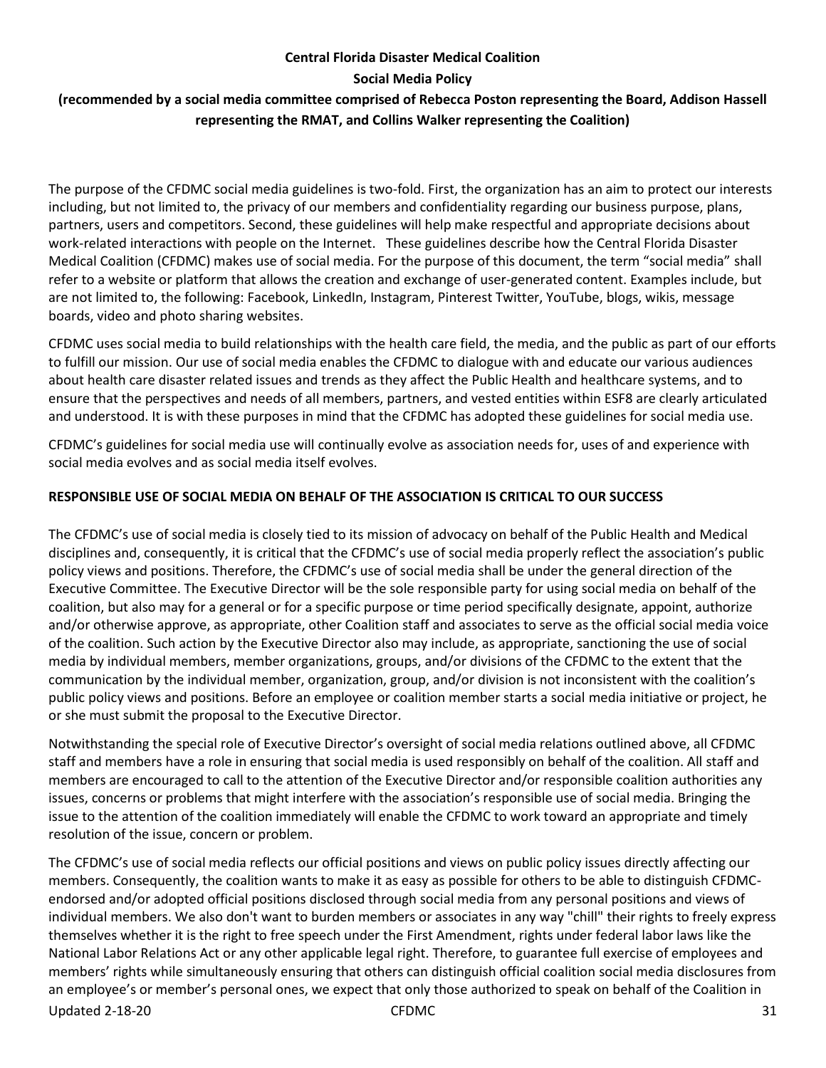**Central Florida Disaster Medical Coalition**

**Social Media Policy**

**(recommended by a social media committee comprised of Rebecca Poston representing the Board, Addison Hassell representing the RMAT, and Collins Walker representing the Coalition)**

The purpose of the CFDMC social media guidelines is two-fold. First, the organization has an aim to protect our interests including, but not limited to, the privacy of our members and confidentiality regarding our business purpose, plans, partners, users and competitors. Second, these guidelines will help make respectful and appropriate decisions about work-related interactions with people on the Internet.   These guidelines describe how the Central Florida Disaster Medical Coalition (CFDMC) makes use of social media. For the purpose of this document, the term "social media" shall refer to a website or platform that allows the creation and exchange of user-generated content. Examples include, but are not limited to, the following: Facebook, LinkedIn, Instagram, Pinterest Twitter, YouTube, blogs, wikis, message boards, video and photo sharing websites.

CFDMC uses social media to build relationships with the health care field, the media, and the public as part of our efforts to fulfill our mission. Our use of social media enables the CFDMC to dialogue with and educate our various audiences about health care disaster related issues and trends as they affect the Public Health and healthcare systems, and to ensure that the perspectives and needs of all members, partners, and vested entities within ESF8 are clearly articulated and understood. It is with these purposes in mind that the CFDMC has adopted these guidelines for social media use.

CFDMC's guidelines for social media use will continually evolve as association needs for, uses of and experience with social media evolves and as social media itself evolves.

**RESPONSIBLE USE OF SOCIAL MEDIA ON BEHALF OF THE ASSOCIATION IS CRITICAL TO OUR SUCCESS**

The CFDMC's use of social media is closely tied to its mission of advocacy on behalf of the Public Health and Medical disciplines and, consequently, it is critical that the CFDMC's use of social media properly reflect the association's public policy views and positions. Therefore, the CFDMC's use of social media shall be under the general direction of the Executive Committee. The Executive Director will be the sole responsible party for using social media on behalf of the coalition, but also may for a general or for a specific purpose or time period specifically designate, appoint, authorize and/or otherwise approve, as appropriate, other Coalition staff and associates to serve as the official social media voice of the coalition. Such action by the Executive Director also may include, as appropriate, sanctioning the use of social media by individual members, member organizations, groups, and/or divisions of the CFDMC to the extent that the communication by the individual member, organization, group, and/or division is not inconsistent with the coalition's public policy views and positions. Before an employee or coalition member starts a social media initiative or project, he or she must submit the proposal to the Executive Director.

Notwithstanding the special role of Executive Director's oversight of social media relations outlined above, all CFDMC staff and members have a role in ensuring that social media is used responsibly on behalf of the coalition. All staff and members are encouraged to call to the attention of the Executive Director and/or responsible coalition authorities any issues, concerns or problems that might interfere with the association's responsible use of social media. Bringing the issue to the attention of the coalition immediately will enable the CFDMC to work toward an appropriate and timely resolution of the issue, concern or problem.

The CFDMC's use of social media reflects our official positions and views on public policy issues directly affecting our members. Consequently, the coalition wants to make it as easy as possible for others to be able to distinguish CFDMC-endorsed and/or adopted official positions disclosed through social media from any personal positions and views of individual members. We also don't want to burden members or associates in any way "chill" their rights to freely express themselves whether it is the right to free speech under the First Amendment, rights under federal labor laws like the National Labor Relations Act or any other applicable legal right. Therefore, to guarantee full exercise of employees and members' rights while simultaneously ensuring that others can distinguish official coalition social media disclosures from an employee's or member's personal ones, we expect that only those authorized to speak on behalf of the Coalition in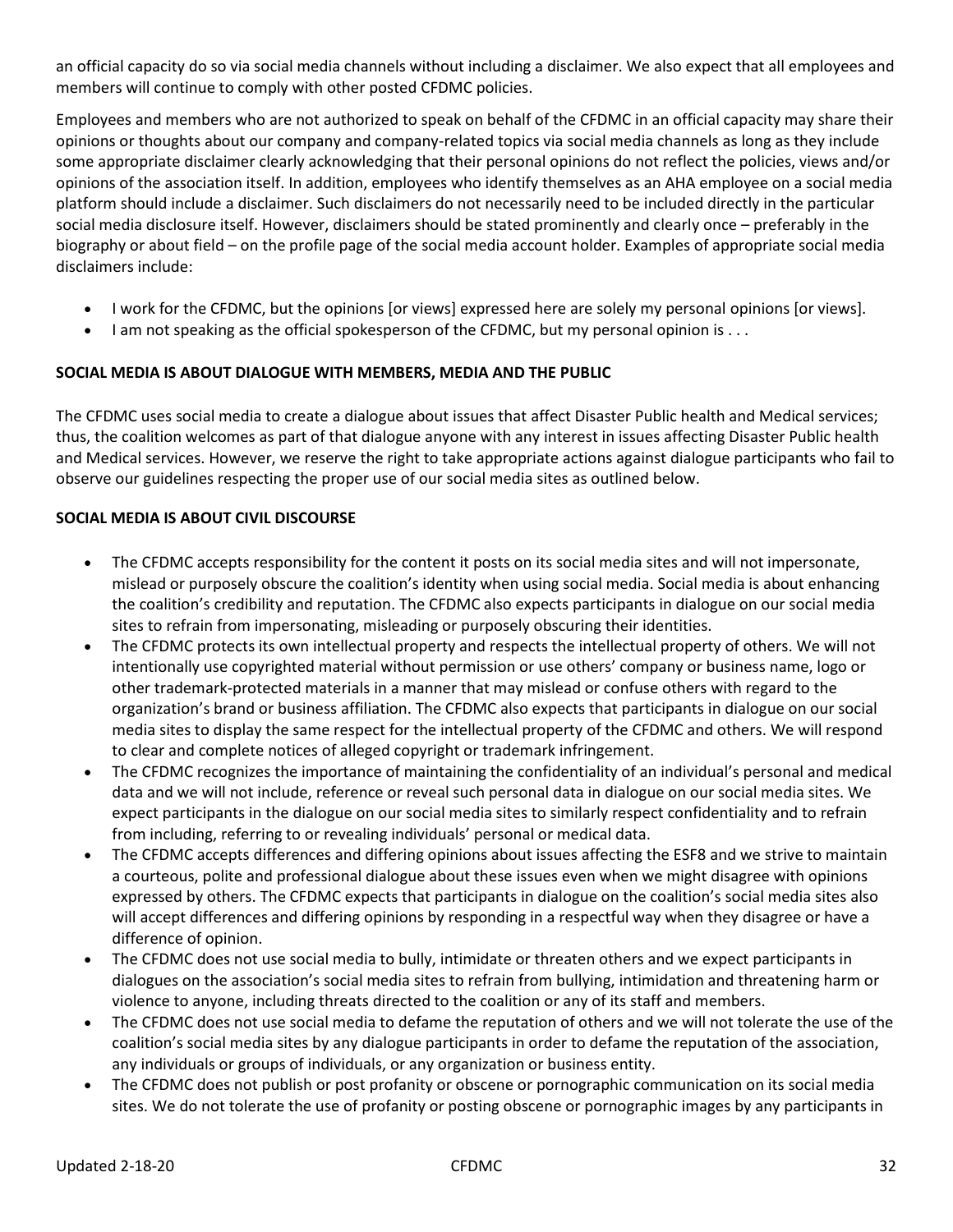an official capacity do so via social media channels without including a disclaimer. We also expect that all employees and members will continue to comply with other posted CFDMC policies.

Employees and members who are not authorized to speak on behalf of the CFDMC in an official capacity may share their opinions or thoughts about our company and company-related topics via social media channels as long as they include some appropriate disclaimer clearly acknowledging that their personal opinions do not reflect the policies, views and/or opinions of the association itself. In addition, employees who identify themselves as an AHA employee on a social media platform should include a disclaimer. Such disclaimers do not necessarily need to be included directly in the particular social media disclosure itself. However, disclaimers should be stated prominently and clearly once – preferably in the biography or about field – on the profile page of the social media account holder. Examples of appropriate social media disclaimers include:

- I work for the CFDMC, but the opinions [or views] expressed here are solely my personal opinions [or views].
- I am not speaking as the official spokesperson of the CFDMC, but my personal opinion is . . .

**SOCIAL MEDIA IS ABOUT DIALOGUE WITH MEMBERS, MEDIA AND THE PUBLIC**

The CFDMC uses social media to create a dialogue about issues that affect Disaster Public health and Medical services; thus, the coalition welcomes as part of that dialogue anyone with any interest in issues affecting Disaster Public health and Medical services. However, we reserve the right to take appropriate actions against dialogue participants who fail to observe our guidelines respecting the proper use of our social media sites as outlined below.

**SOCIAL MEDIA IS ABOUT CIVIL DISCOURSE**

- The CFDMC accepts responsibility for the content it posts on its social media sites and will not impersonate, mislead or purposely obscure the coalition's identity when using social media. Social media is about enhancing the coalition's credibility and reputation. The CFDMC also expects participants in dialogue on our social media sites to refrain from impersonating, misleading or purposely obscuring their identities.
- The CFDMC protects its own intellectual property and respects the intellectual property of others. We will not intentionally use copyrighted material without permission or use others' company or business name, logo or other trademark-protected materials in a manner that may mislead or confuse others with regard to the organization's brand or business affiliation. The CFDMC also expects that participants in dialogue on our social media sites to display the same respect for the intellectual property of the CFDMC and others. We will respond to clear and complete notices of alleged copyright or trademark infringement.
- The CFDMC recognizes the importance of maintaining the confidentiality of an individual's personal and medical data and we will not include, reference or reveal such personal data in dialogue on our social media sites. We expect participants in the dialogue on our social media sites to similarly respect confidentiality and to refrain from including, referring to or revealing individuals' personal or medical data.
- The CFDMC accepts differences and differing opinions about issues affecting the ESF8 and we strive to maintain a courteous, polite and professional dialogue about these issues even when we might disagree with opinions expressed by others. The CFDMC expects that participants in dialogue on the coalition's social media sites also will accept differences and differing opinions by responding in a respectful way when they disagree or have a difference of opinion.
- The CFDMC does not use social media to bully, intimidate or threaten others and we expect participants in dialogues on the association's social media sites to refrain from bullying, intimidation and threatening harm or violence to anyone, including threats directed to the coalition or any of its staff and members.
- The CFDMC does not use social media to defame the reputation of others and we will not tolerate the use of the coalition's social media sites by any dialogue participants in order to defame the reputation of the association, any individuals or groups of individuals, or any organization or business entity.
- The CFDMC does not publish or post profanity or obscene or pornographic communication on its social media sites. We do not tolerate the use of profanity or posting obscene or pornographic images by any participants in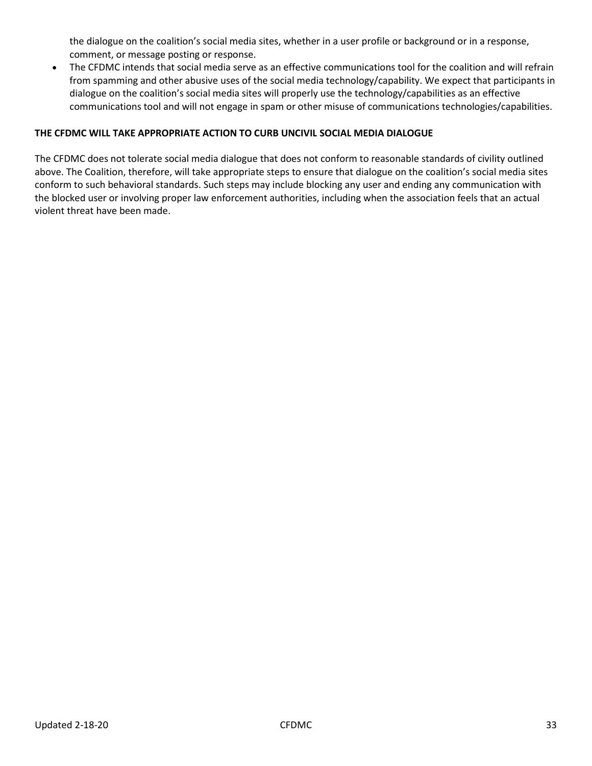the dialogue on the coalition's social media sites, whether in a user profile or background or in a response, comment, or message posting or response.

- The CFDMC intends that social media serve as an effective communications tool for the coalition and will refrain from spamming and other abusive uses of the social media technology/capability. We expect that participants in dialogue on the coalition's social media sites will properly use the technology/capabilities as an effective communications tool and will not engage in spam or other misuse of communications technologies/capabilities.

**THE CFDMC WILL TAKE APPROPRIATE ACTION TO CURB UNCIVIL SOCIAL MEDIA DIALOGUE**

The CFDMC does not tolerate social media dialogue that does not conform to reasonable standards of civility outlined above. The Coalition, therefore, will take appropriate steps to ensure that dialogue on the coalition's social media sites conform to such behavioral standards. Such steps may include blocking any user and ending any communication with the blocked user or involving proper law enforcement authorities, including when the association feels that an actual violent threat have been made.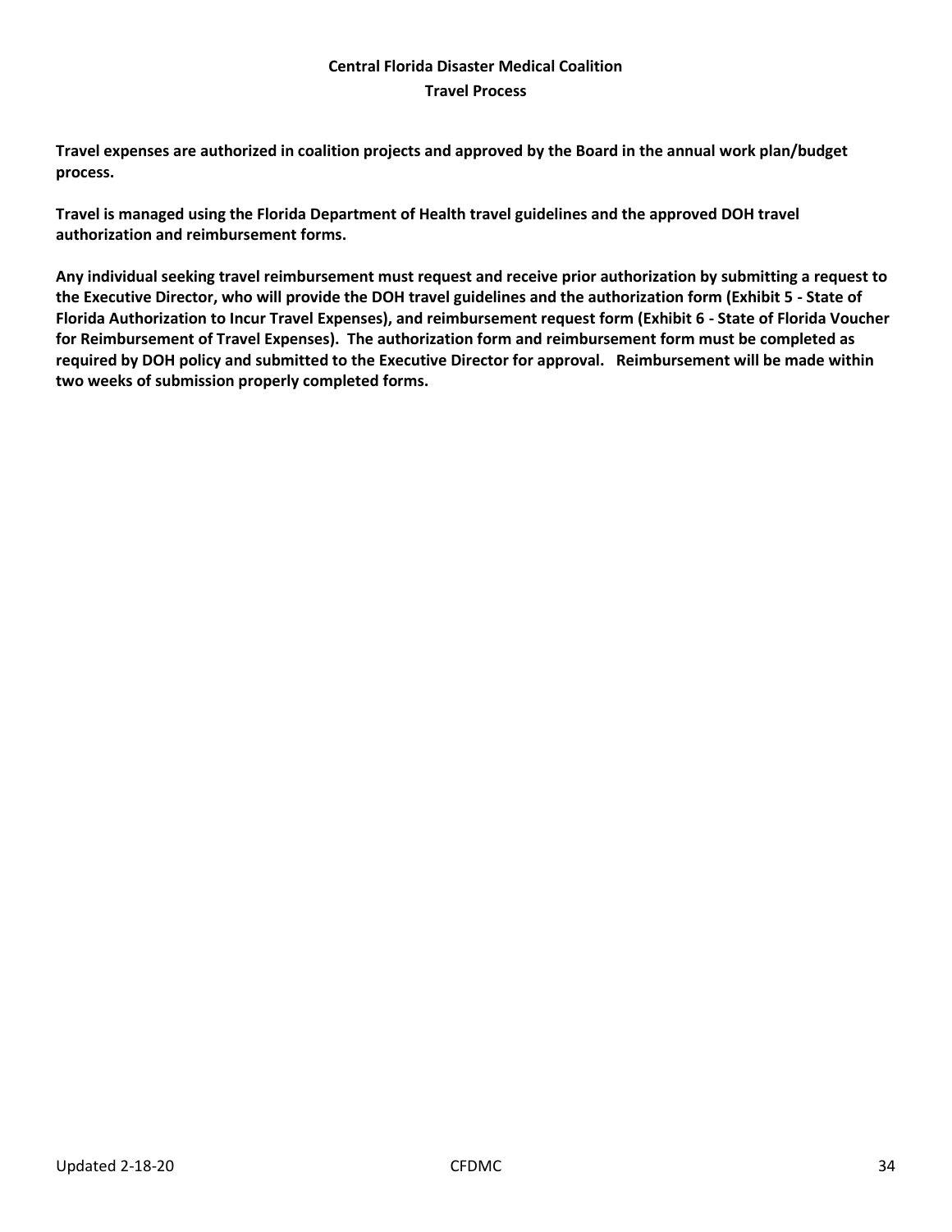# Central Florida Disaster Medical Coalition

## Travel Process

**Travel expenses are authorized in coalition projects and approved by the Board in the annual work plan/budget process.**

**Travel is managed using the Florida Department of Health travel guidelines and the approved DOH travel authorization and reimbursement forms.**

**Any individual seeking travel reimbursement must request and receive prior authorization by submitting a request to the Executive Director, who will provide the DOH travel guidelines and the authorization form (Exhibit 5 - State of Florida Authorization to Incur Travel Expenses), and reimbursement request form (Exhibit 6 - State of Florida Voucher for Reimbursement of Travel Expenses). The authorization form and reimbursement form must be completed as required by DOH policy and submitted to the Executive Director for approval. Reimbursement will be made within two weeks of submission properly completed forms.**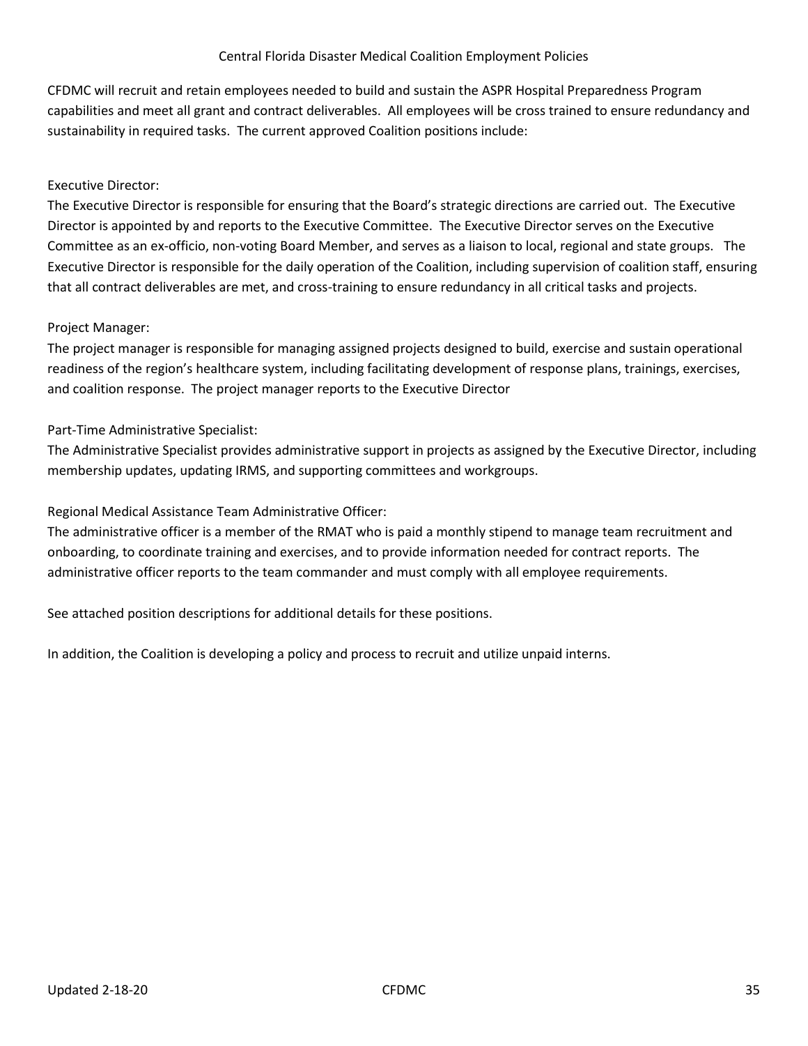CFDMC will recruit and retain employees needed to build and sustain the ASPR Hospital Preparedness Program capabilities and meet all grant and contract deliverables. All employees will be cross trained to ensure redundancy and sustainability in required tasks. The current approved Coalition positions include:

Executive Director:

The Executive Director is responsible for ensuring that the Board's strategic directions are carried out. The Executive Director is appointed by and reports to the Executive Committee. The Executive Director serves on the Executive Committee as an ex-officio, non-voting Board Member, and serves as a liaison to local, regional and state groups. The Executive Director is responsible for the daily operation of the Coalition, including supervision of coalition staff, ensuring that all contract deliverables are met, and cross-training to ensure redundancy in all critical tasks and projects.

Project Manager:

The project manager is responsible for managing assigned projects designed to build, exercise and sustain operational readiness of the region's healthcare system, including facilitating development of response plans, trainings, exercises, and coalition response. The project manager reports to the Executive Director

Part-Time Administrative Specialist:

The Administrative Specialist provides administrative support in projects as assigned by the Executive Director, including membership updates, updating IRMS, and supporting committees and workgroups.

Regional Medical Assistance Team Administrative Officer:

The administrative officer is a member of the RMAT who is paid a monthly stipend to manage team recruitment and onboarding, to coordinate training and exercises, and to provide information needed for contract reports. The administrative officer reports to the team commander and must comply with all employee requirements.

See attached position descriptions for additional details for these positions.

In addition, the Coalition is developing a policy and process to recruit and utilize unpaid interns.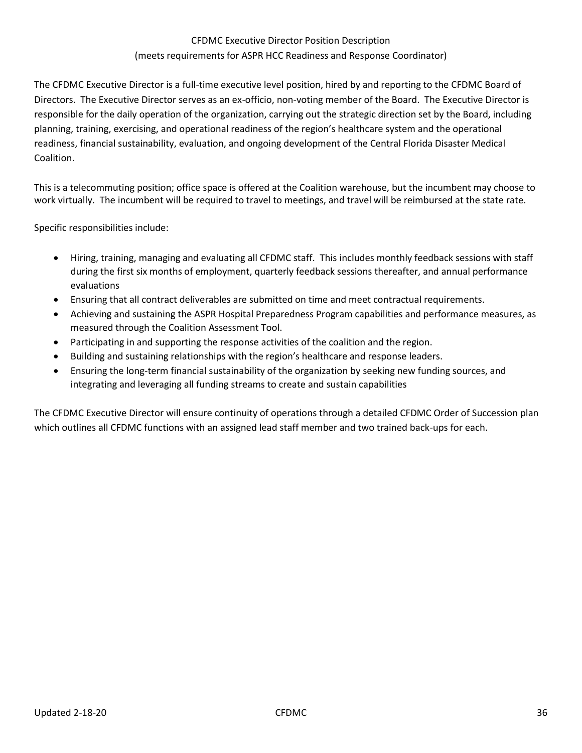# CFDMC Executive Director Position Description

(meets requirements for ASPR HCC Readiness and Response Coordinator)

The CFDMC Executive Director is a full-time executive level position, hired by and reporting to the CFDMC Board of Directors. The Executive Director serves as an ex-officio, non-voting member of the Board. The Executive Director is responsible for the daily operation of the organization, carrying out the strategic direction set by the Board, including planning, training, exercising, and operational readiness of the region's healthcare system and the operational readiness, financial sustainability, evaluation, and ongoing development of the Central Florida Disaster Medical Coalition.

This is a telecommuting position; office space is offered at the Coalition warehouse, but the incumbent may choose to work virtually. The incumbent will be required to travel to meetings, and travel will be reimbursed at the state rate.

Specific responsibilities include:

- Hiring, training, managing and evaluating all CFDMC staff. This includes monthly feedback sessions with staff during the first six months of employment, quarterly feedback sessions thereafter, and annual performance evaluations
- Ensuring that all contract deliverables are submitted on time and meet contractual requirements.
- Achieving and sustaining the ASPR Hospital Preparedness Program capabilities and performance measures, as measured through the Coalition Assessment Tool.
- Participating in and supporting the response activities of the coalition and the region.
- Building and sustaining relationships with the region's healthcare and response leaders.
- Ensuring the long-term financial sustainability of the organization by seeking new funding sources, and integrating and leveraging all funding streams to create and sustain capabilities

The CFDMC Executive Director will ensure continuity of operations through a detailed CFDMC Order of Succession plan which outlines all CFDMC functions with an assigned lead staff member and two trained back-ups for each.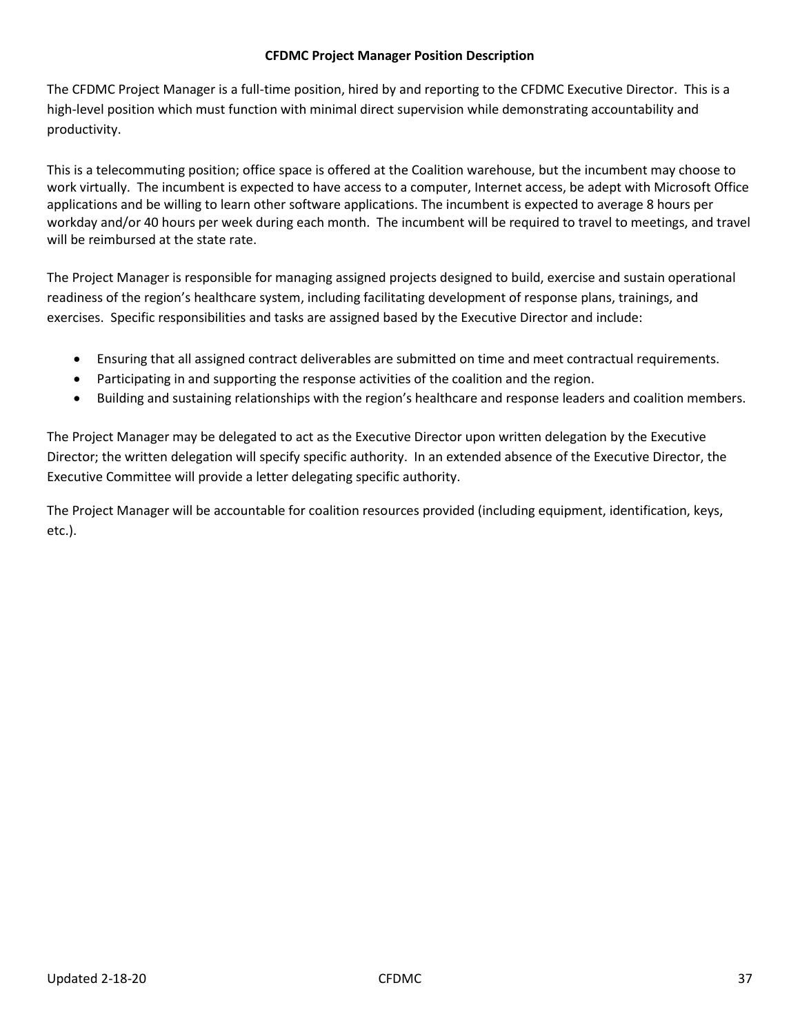**CFDMC Project Manager Position Description**

The CFDMC Project Manager is a full-time position, hired by and reporting to the CFDMC Executive Director. This is a high-level position which must function with minimal direct supervision while demonstrating accountability and productivity.

This is a telecommuting position; office space is offered at the Coalition warehouse, but the incumbent may choose to work virtually. The incumbent is expected to have access to a computer, Internet access, be adept with Microsoft Office applications and be willing to learn other software applications. The incumbent is expected to average 8 hours per workday and/or 40 hours per week during each month. The incumbent will be required to travel to meetings, and travel will be reimbursed at the state rate.

The Project Manager is responsible for managing assigned projects designed to build, exercise and sustain operational readiness of the region's healthcare system, including facilitating development of response plans, trainings, and exercises. Specific responsibilities and tasks are assigned based by the Executive Director and include:

- Ensuring that all assigned contract deliverables are submitted on time and meet contractual requirements.
- Participating in and supporting the response activities of the coalition and the region.
- Building and sustaining relationships with the region's healthcare and response leaders and coalition members.

The Project Manager may be delegated to act as the Executive Director upon written delegation by the Executive Director; the written delegation will specify specific authority. In an extended absence of the Executive Director, the Executive Committee will provide a letter delegating specific authority.

The Project Manager will be accountable for coalition resources provided (including equipment, identification, keys, etc.).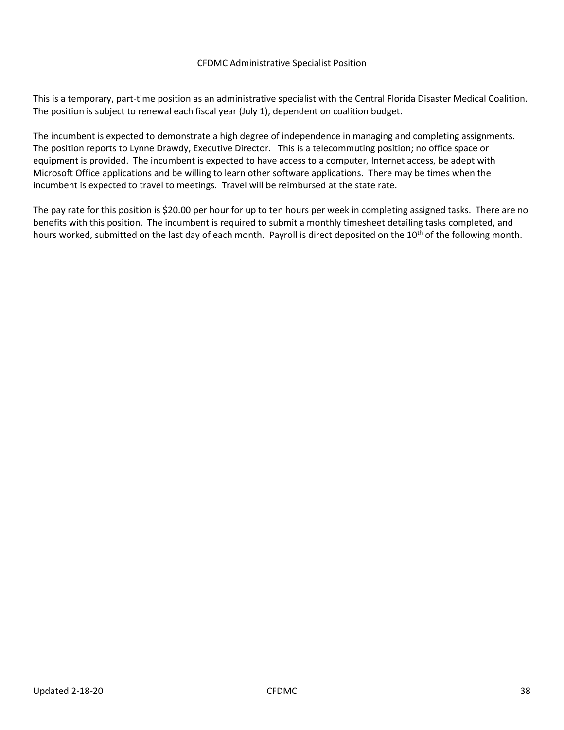# CFDMC Administrative Specialist Position

This is a temporary, part-time position as an administrative specialist with the Central Florida Disaster Medical Coalition. The position is subject to renewal each fiscal year (July 1), dependent on coalition budget.

The incumbent is expected to demonstrate a high degree of independence in managing and completing assignments. The position reports to Lynne Drawdy, Executive Director. This is a telecommuting position; no office space or equipment is provided. The incumbent is expected to have access to a computer, Internet access, be adept with Microsoft Office applications and be willing to learn other software applications. There may be times when the incumbent is expected to travel to meetings. Travel will be reimbursed at the state rate.

The pay rate for this position is $20.00 per hour for up to ten hours per week in completing assigned tasks. There are no benefits with this position. The incumbent is required to submit a monthly timesheet detailing tasks completed, and hours worked, submitted on the last day of each month. Payroll is direct deposited on the 10th of the following month.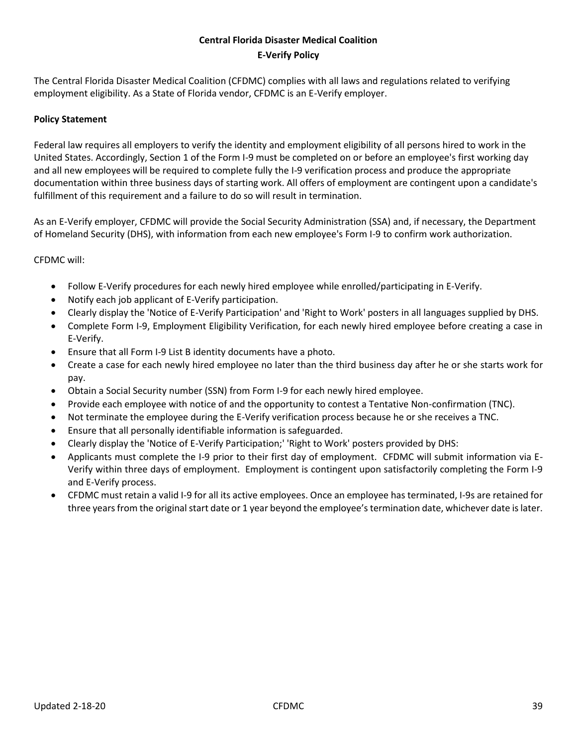# Central Florida Disaster Medical Coalition
## E-Verify Policy

The Central Florida Disaster Medical Coalition (CFDMC) complies with all laws and regulations related to verifying employment eligibility. As a State of Florida vendor, CFDMC is an E-Verify employer.

**Policy Statement**

Federal law requires all employers to verify the identity and employment eligibility of all persons hired to work in the United States. Accordingly, Section 1 of the Form I-9 must be completed on or before an employee's first working day and all new employees will be required to complete fully the I-9 verification process and produce the appropriate documentation within three business days of starting work. All offers of employment are contingent upon a candidate's fulfillment of this requirement and a failure to do so will result in termination.

As an E-Verify employer, CFDMC will provide the Social Security Administration (SSA) and, if necessary, the Department of Homeland Security (DHS), with information from each new employee's Form I-9 to confirm work authorization.

CFDMC will:

- Follow E-Verify procedures for each newly hired employee while enrolled/participating in E-Verify.
- Notify each job applicant of E-Verify participation.
- Clearly display the 'Notice of E-Verify Participation' and 'Right to Work' posters in all languages supplied by DHS.
- Complete Form I-9, Employment Eligibility Verification, for each newly hired employee before creating a case in E-Verify.
- Ensure that all Form I-9 List B identity documents have a photo.
- Create a case for each newly hired employee no later than the third business day after he or she starts work for pay.
- Obtain a Social Security number (SSN) from Form I-9 for each newly hired employee.
- Provide each employee with notice of and the opportunity to contest a Tentative Non-confirmation (TNC).
- Not terminate the employee during the E-Verify verification process because he or she receives a TNC.
- Ensure that all personally identifiable information is safeguarded.
- Clearly display the 'Notice of E-Verify Participation;' 'Right to Work' posters provided by DHS:
- Applicants must complete the I-9 prior to their first day of employment. CFDMC will submit information via E-Verify within three days of employment. Employment is contingent upon satisfactorily completing the Form I-9 and E-Verify process.
- CFDMC must retain a valid I-9 for all its active employees. Once an employee has terminated, I-9s are retained for three years from the original start date or 1 year beyond the employee's termination date, whichever date is later.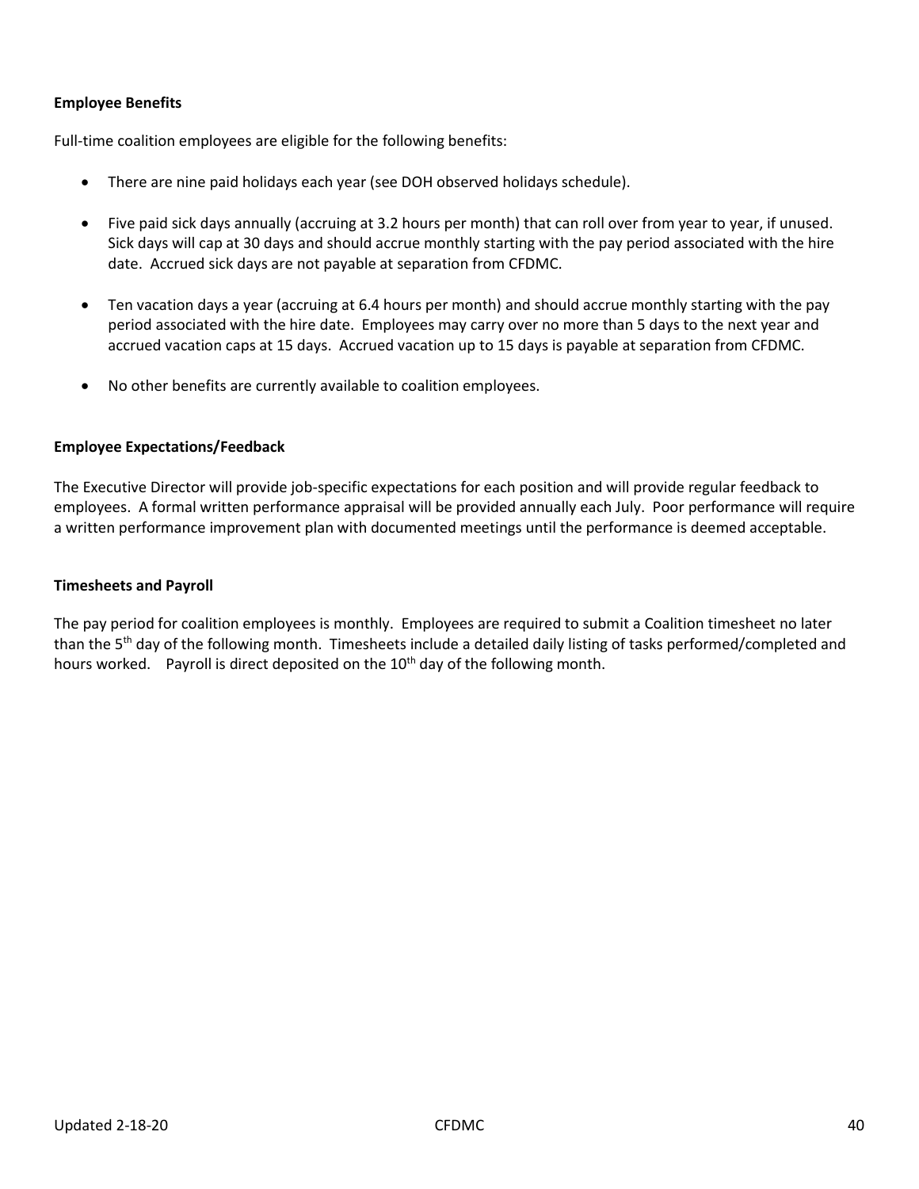**Employee Benefits**

Full-time coalition employees are eligible for the following benefits:

- There are nine paid holidays each year (see DOH observed holidays schedule).
- Five paid sick days annually (accruing at 3.2 hours per month) that can roll over from year to year, if unused. Sick days will cap at 30 days and should accrue monthly starting with the pay period associated with the hire date. Accrued sick days are not payable at separation from CFDMC.
- Ten vacation days a year (accruing at 6.4 hours per month) and should accrue monthly starting with the pay period associated with the hire date. Employees may carry over no more than 5 days to the next year and accrued vacation caps at 15 days. Accrued vacation up to 15 days is payable at separation from CFDMC.
- No other benefits are currently available to coalition employees.

**Employee Expectations/Feedback**

The Executive Director will provide job-specific expectations for each position and will provide regular feedback to employees. A formal written performance appraisal will be provided annually each July. Poor performance will require a written performance improvement plan with documented meetings until the performance is deemed acceptable.

**Timesheets and Payroll**

The pay period for coalition employees is monthly. Employees are required to submit a Coalition timesheet no later than the 5th day of the following month. Timesheets include a detailed daily listing of tasks performed/completed and hours worked. Payroll is direct deposited on the 10th day of the following month.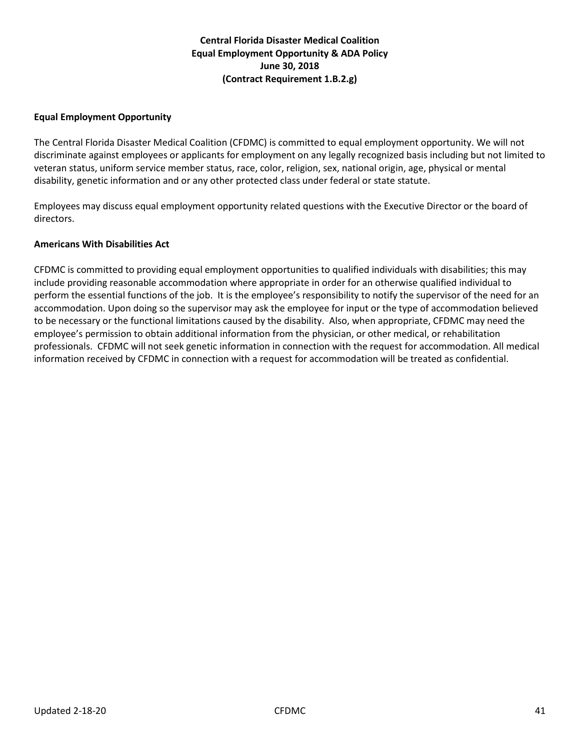**Central Florida Disaster Medical Coalition**
**Equal Employment Opportunity & ADA Policy**
**June 30, 2018**
**(Contract Requirement 1.B.2.g)**

### Equal Employment Opportunity

The Central Florida Disaster Medical Coalition (CFDMC) is committed to equal employment opportunity. We will not discriminate against employees or applicants for employment on any legally recognized basis including but not limited to veteran status, uniform service member status, race, color, religion, sex, national origin, age, physical or mental disability, genetic information and or any other protected class under federal or state statute.

Employees may discuss equal employment opportunity related questions with the Executive Director or the board of directors.

### Americans With Disabilities Act

CFDMC is committed to providing equal employment opportunities to qualified individuals with disabilities; this may include providing reasonable accommodation where appropriate in order for an otherwise qualified individual to perform the essential functions of the job. It is the employee's responsibility to notify the supervisor of the need for an accommodation. Upon doing so the supervisor may ask the employee for input or the type of accommodation believed to be necessary or the functional limitations caused by the disability. Also, when appropriate, CFDMC may need the employee's permission to obtain additional information from the physician, or other medical, or rehabilitation professionals. CFDMC will not seek genetic information in connection with the request for accommodation. All medical information received by CFDMC in connection with a request for accommodation will be treated as confidential.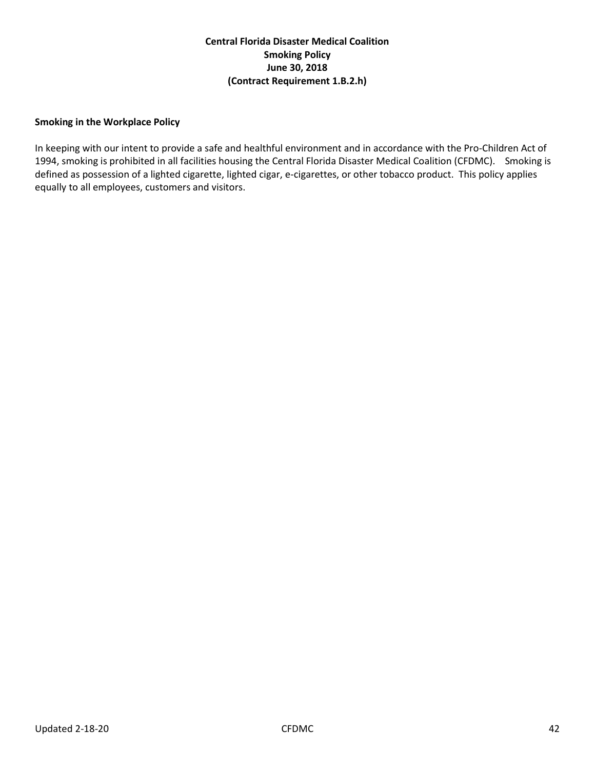**Central Florida Disaster Medical Coalition**
**Smoking Policy**
**June 30, 2018**
**(Contract Requirement 1.B.2.h)**

**Smoking in the Workplace Policy**

In keeping with our intent to provide a safe and healthful environment and in accordance with the Pro-Children Act of 1994, smoking is prohibited in all facilities housing the Central Florida Disaster Medical Coalition (CFDMC). Smoking is defined as possession of a lighted cigarette, lighted cigar, e-cigarettes, or other tobacco product. This policy applies equally to all employees, customers and visitors.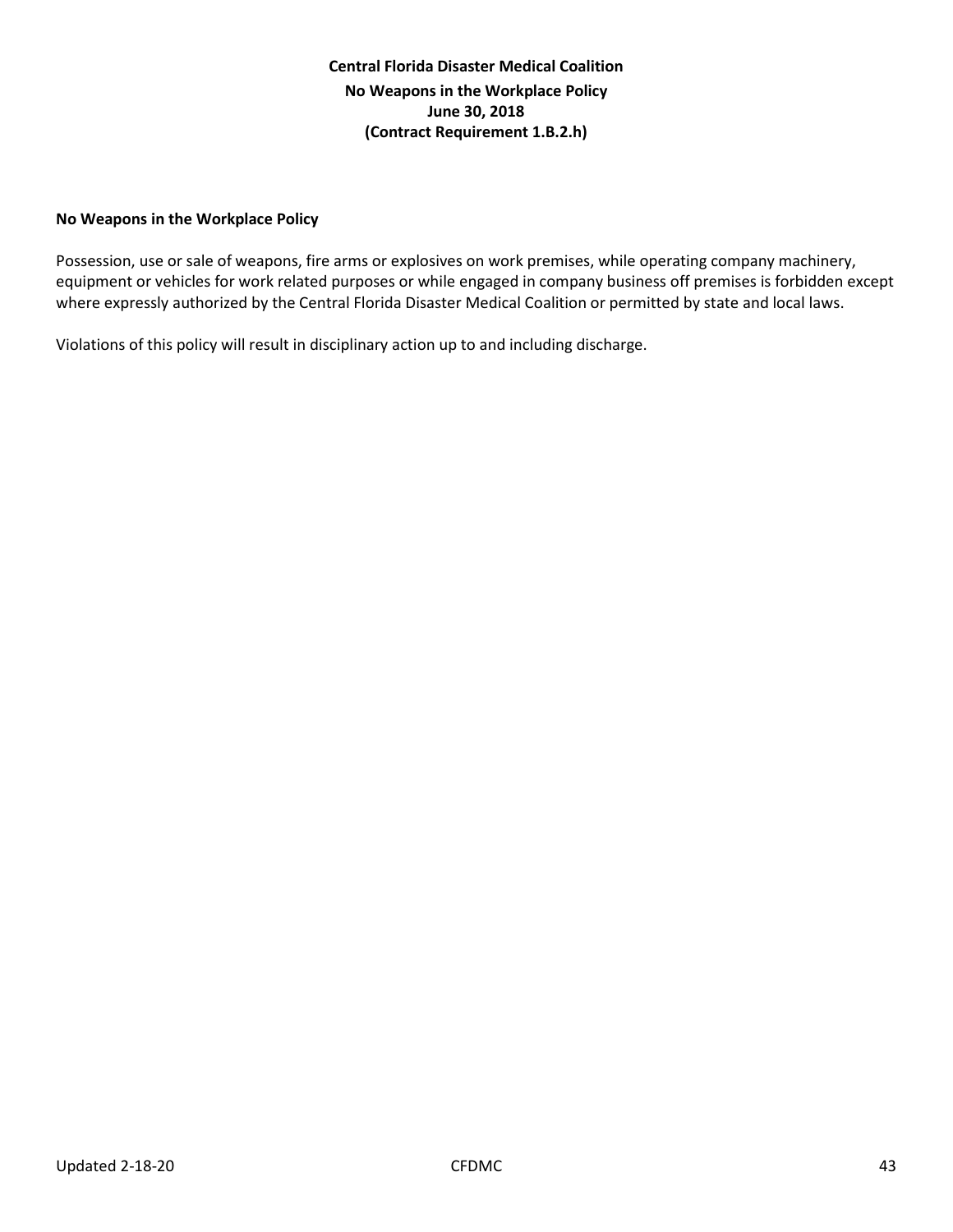**Central Florida Disaster Medical Coalition**
**No Weapons in the Workplace Policy**
**June 30, 2018**
**(Contract Requirement 1.B.2.h)**

## No Weapons in the Workplace Policy

Possession, use or sale of weapons, fire arms or explosives on work premises, while operating company machinery, equipment or vehicles for work related purposes or while engaged in company business off premises is forbidden except where expressly authorized by the Central Florida Disaster Medical Coalition or permitted by state and local laws.

Violations of this policy will result in disciplinary action up to and including discharge.